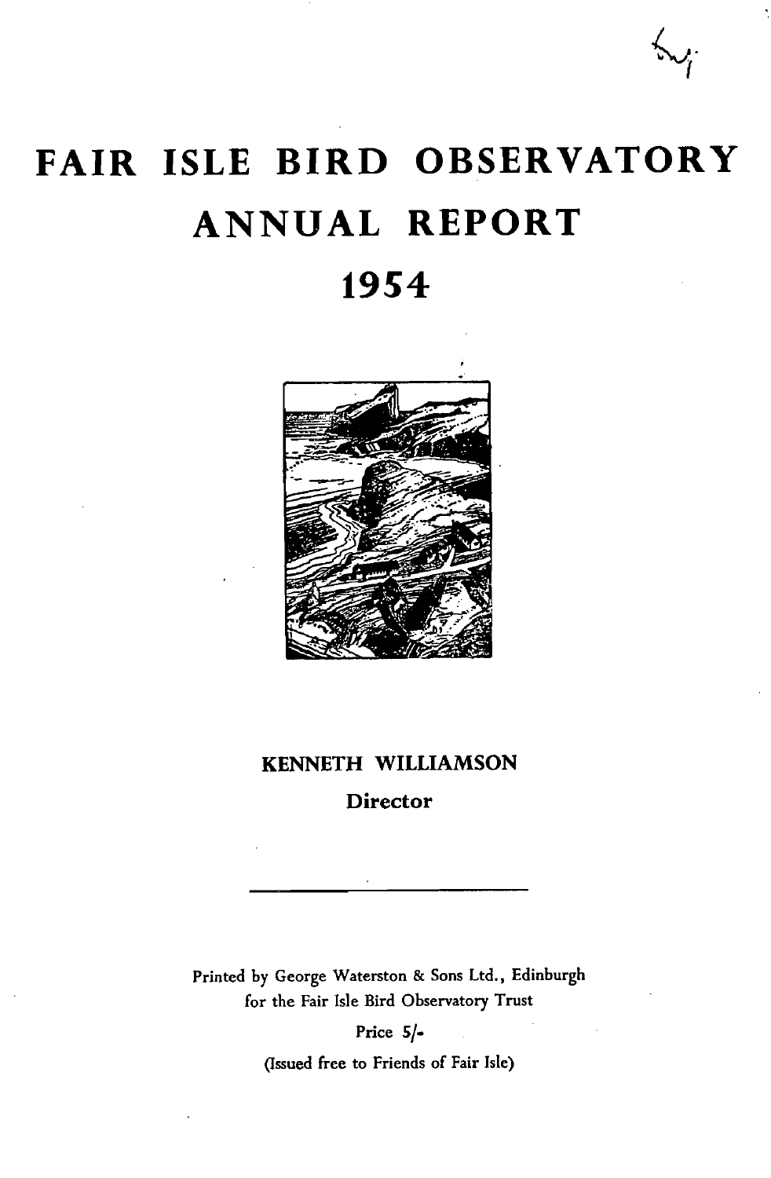# FAIR ISLE BIRD OBSERVATORY

# ANNUAL REPORT

# 1954

**KENNETH WILLIAMSON**

**Director**

---

Printed by George Waterston & Sons Ltd., Edinburgh
for the Fair Isle Bird Observatory Trust

Price 5/-

(Issued free to Friends of Fair Isle)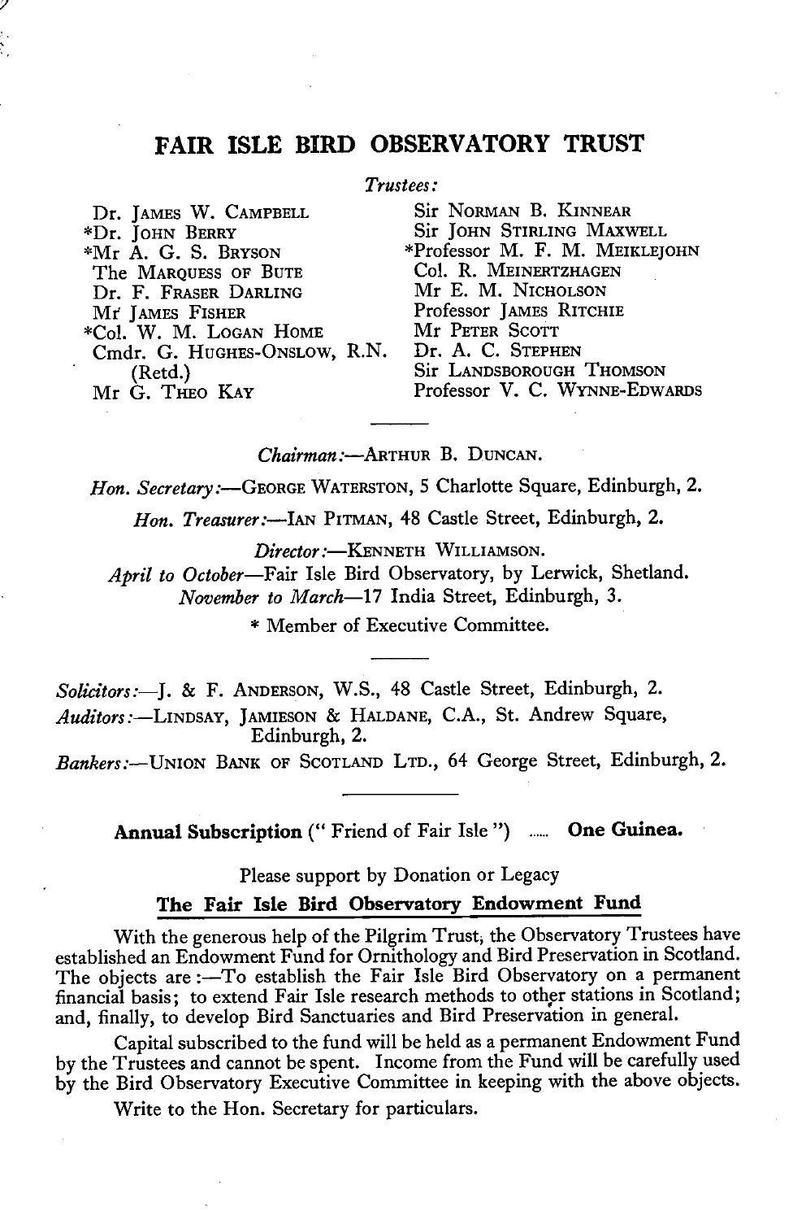# FAIR ISLE BIRD OBSERVATORY TRUST

*Trustees:*

Dr. James W. Campbell
*Dr. John Berry
*Mr A. G. S. Bryson
The Marquess of Bute
Dr. F. Fraser Darling
Mr James Fisher
*Col. W. M. Logan Home
Cmdr. G. Hughes-Onslow, R.N. (Retd.)
Mr G. Theo Kay
Sir Norman B. Kinnear
Sir John Stirling Maxwell
*Professor M. F. M. Meiklejohn
Col. R. Meinertzhagen
Mr E. M. Nicholson
Professor James Ritchie
Mr Peter Scott
Dr. A. C. Stephen
Sir Landsborough Thomson
Professor V. C. Wynne-Edwards

---

*Chairman:*—Arthur B. Duncan.

*Hon. Secretary:*—George Waterston, 5 Charlotte Square, Edinburgh, 2.

*Hon. Treasurer:*—Ian Pitman, 48 Castle Street, Edinburgh, 2.

*Director:*—Kenneth Williamson.

*April to October*—Fair Isle Bird Observatory, by Lerwick, Shetland.
*November to March*—17 India Street, Edinburgh, 3.

* Member of Executive Committee.

---

*Solicitors:*—J. & F. Anderson, W.S., 48 Castle Street, Edinburgh, 2.

*Auditors:*—Lindsay, Jamieson & Haldane, C.A., St. Andrew Square, Edinburgh, 2.

*Bankers:*—Union Bank of Scotland Ltd., 64 George Street, Edinburgh, 2.

---

**Annual Subscription** (" Friend of Fair Isle ") ...... **One Guinea.**

Please support by Donation or Legacy

**The Fair Isle Bird Observatory Endowment Fund**

With the generous help of the Pilgrim Trust, the Observatory Trustees have established an Endowment Fund for Ornithology and Bird Preservation in Scotland. The objects are :—To establish the Fair Isle Bird Observatory on a permanent financial basis; to extend Fair Isle research methods to other stations in Scotland; and, finally, to develop Bird Sanctuaries and Bird Preservation in general.

Capital subscribed to the fund will be held as a permanent Endowment Fund by the Trustees and cannot be spent. Income from the Fund will be carefully used by the Bird Observatory Executive Committee in keeping with the above objects.

Write to the Hon. Secretary for particulars.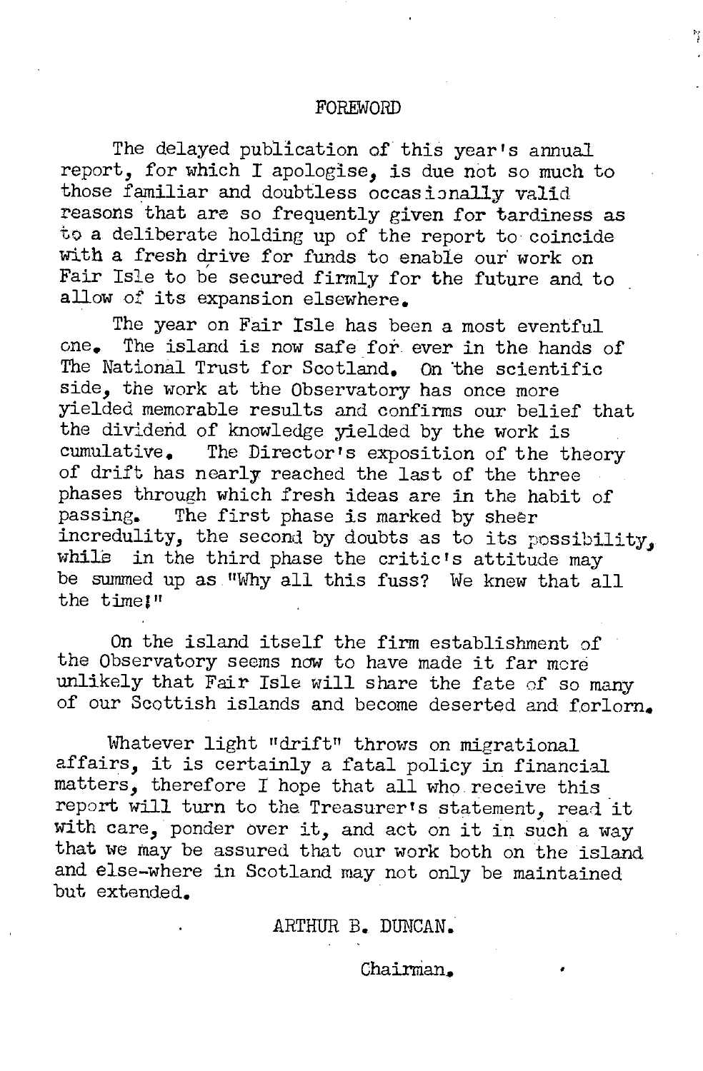# FOREWORD

The delayed publication of this year's annual report, for which I apologise, is due not so much to those familiar and doubtless occasionally valid reasons that are so frequently given for tardiness as to a deliberate holding up of the report to coincide with a fresh drive for funds to enable our work on Fair Isle to be secured firmly for the future and to allow of its expansion elsewhere.

The year on Fair Isle has been a most eventful one. The island is now safe for ever in the hands of The National Trust for Scotland. On the scientific side, the work at the Observatory has once more yielded memorable results and confirms our belief that the dividend of knowledge yielded by the work is cumulative. The Director's exposition of the theory of drift has nearly reached the last of the three phases through which fresh ideas are in the habit of passing. The first phase is marked by sheer incredulity, the second by doubts as to its possibility, while in the third phase the critic's attitude may be summed up as "Why all this fuss? We knew that all the time!"

On the island itself the firm establishment of the Observatory seems now to have made it far more unlikely that Fair Isle will share the fate of so many of our Scottish islands and become deserted and forlorn.

Whatever light "drift" throws on migrational affairs, it is certainly a fatal policy in financial matters, therefore I hope that all who receive this report will turn to the Treasurer's statement, read it with care, ponder over it, and act on it in such a way that we may be assured that our work both on the island and else-where in Scotland may not only be maintained but extended.

ARTHUR B. DUNCAN.

Chairman.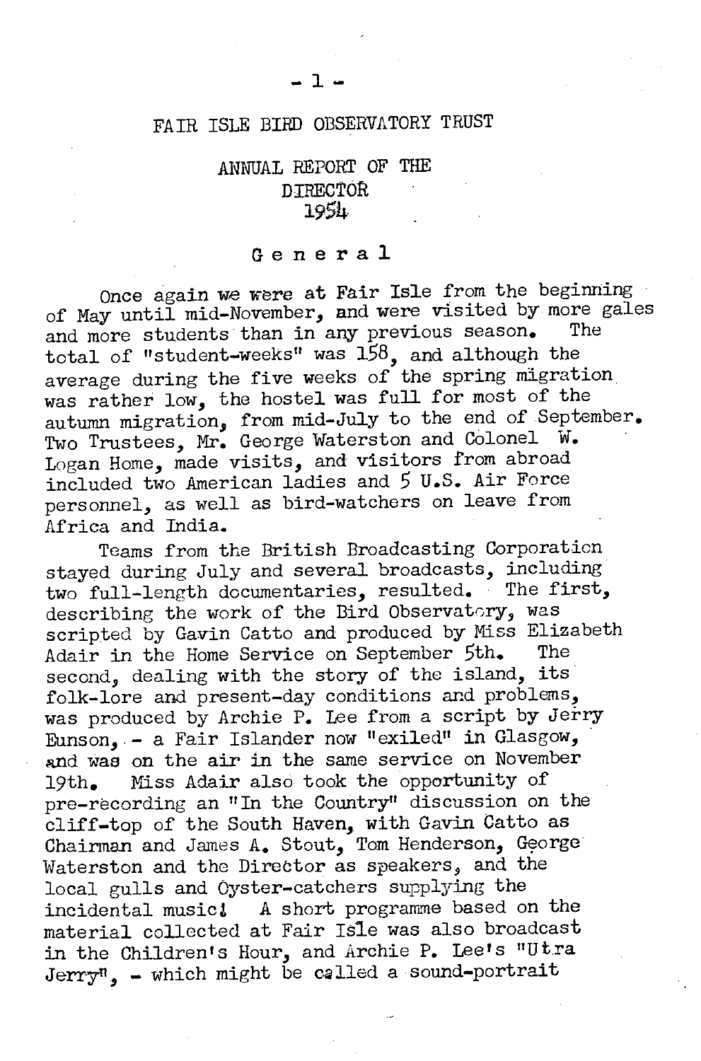# FAIR ISLE BIRD OBSERVATORY TRUST

## ANNUAL REPORT OF THE DIRECTOR 1954

### General

Once again we were at Fair Isle from the beginning of May until mid-November, and were visited by more gales and more students than in any previous season. The total of "student-weeks" was 158, and although the average during the five weeks of the spring migration was rather low, the hostel was full for most of the autumn migration, from mid-July to the end of September. Two Trustees, Mr. George Waterston and Colonel W. Logan Home, made visits, and visitors from abroad included two American ladies and 5 U.S. Air Force personnel, as well as bird-watchers on leave from Africa and India.

Teams from the British Broadcasting Corporation stayed during July and several broadcasts, including two full-length documentaries, resulted. The first, describing the work of the Bird Observatory, was scripted by Gavin Catto and produced by Miss Elizabeth Adair in the Home Service on September 5th. The second, dealing with the story of the island, its folk-lore and present-day conditions and problems, was produced by Archie P. Lee from a script by Jerry Eunson, - a Fair Islander now "exiled" in Glasgow, and was on the air in the same service on November 19th. Miss Adair also took the opportunity of pre-recording an "In the Country" discussion on the cliff-top of the South Haven, with Gavin Catto as Chairman and James A. Stout, Tom Henderson, George Waterston and the Director as speakers, and the local gulls and Oyster-catchers supplying the incidental music! A short programme based on the material collected at Fair Isle was also broadcast in the Children's Hour, and Archie P. Lee's "Utra Jerry", - which might be called a sound-portrait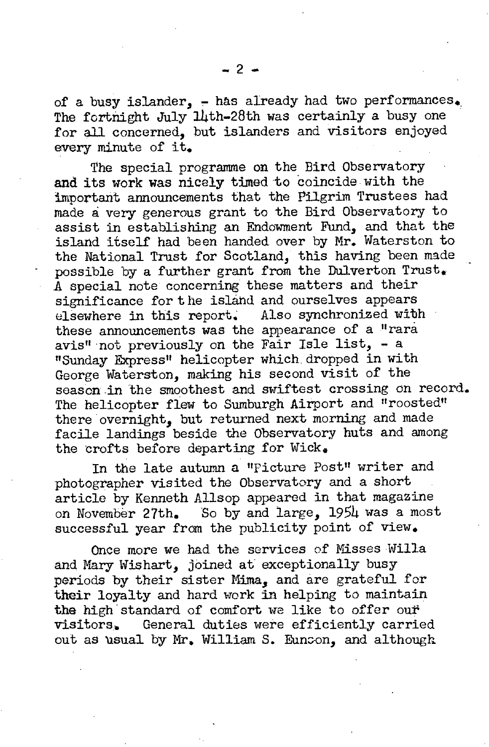of a busy islander, - has already had two performances. The fortnight July 14th-28th was certainly a busy one for all concerned, but islanders and visitors enjoyed every minute of it.

The special programme on the Bird Observatory and its work was nicely timed to coincide with the important announcements that the Pilgrim Trustees had made a very generous grant to the Bird Observatory to assist in establishing an Endowment Fund, and that the island itself had been handed over by Mr. Waterston to the National Trust for Scotland, this having been made possible by a further grant from the Dulverton Trust. A special note concerning these matters and their significance for the island and ourselves appears elsewhere in this report. Also synchronized with these announcements was the appearance of a "rara avis" not previously on the Fair Isle list, - a "Sunday Express" helicopter which dropped in with George Waterston, making his second visit of the season in the smoothest and swiftest crossing on record. The helicopter flew to Sumburgh Airport and "roosted" there overnight, but returned next morning and made facile landings beside the Observatory huts and among the crofts before departing for Wick.

In the late autumn a "Picture Post" writer and photographer visited the Observatory and a short article by Kenneth Allsop appeared in that magazine on November 27th. So by and large, 1954 was a most successful year from the publicity point of view.

Once more we had the services of Misses Willa and Mary Wishart, joined at exceptionally busy periods by their sister Mima, and are grateful for their loyalty and hard work in helping to maintain the high standard of comfort we like to offer our visitors. General duties were efficiently carried out as usual by Mr. William S. Eunson, and although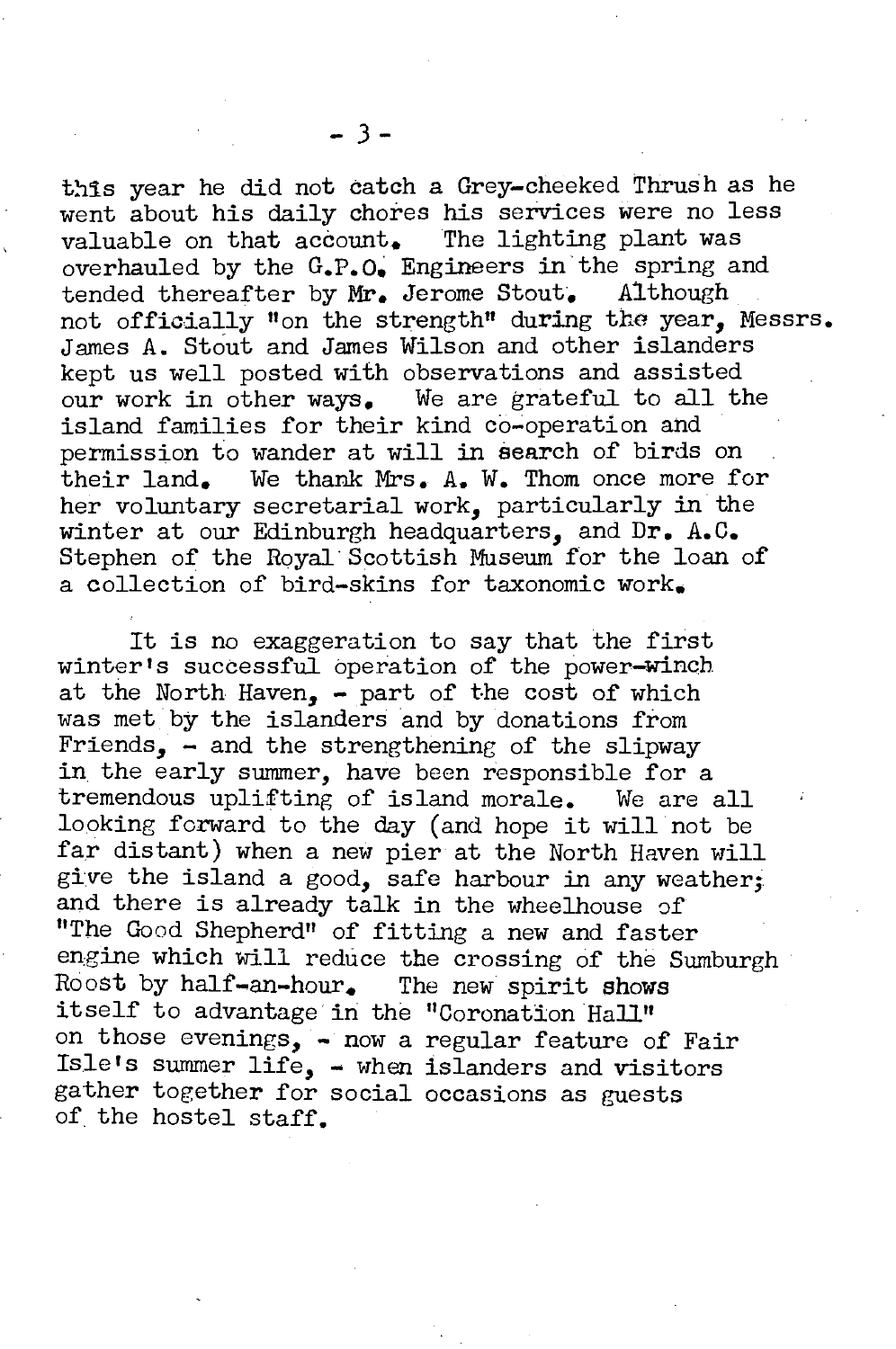this year he did not catch a Grey-cheeked Thrush as he went about his daily chores his services were no less valuable on that account. The lighting plant was overhauled by the G.P.O. Engineers in the spring and tended thereafter by Mr. Jerome Stout. Although not officially "on the strength" during the year, Messrs. James A. Stout and James Wilson and other islanders kept us well posted with observations and assisted our work in other ways. We are grateful to all the island families for their kind co-operation and permission to wander at will in search of birds on their land. We thank Mrs. A. W. Thom once more for her voluntary secretarial work, particularly in the winter at our Edinburgh headquarters, and Dr. A.C. Stephen of the Royal Scottish Museum for the loan of a collection of bird-skins for taxonomic work.

It is no exaggeration to say that the first winter's successful operation of the power-winch at the North Haven, - part of the cost of which was met by the islanders and by donations from Friends, - and the strengthening of the slipway in the early summer, have been responsible for a tremendous uplifting of island morale. We are all looking forward to the day (and hope it will not be far distant) when a new pier at the North Haven will give the island a good, safe harbour in any weather; and there is already talk in the wheelhouse of "The Good Shepherd" of fitting a new and faster engine which will reduce the crossing of the Sumburgh Roost by half-an-hour. The new spirit shows itself to advantage in the "Coronation Hall" on those evenings, - now a regular feature of Fair Isle's summer life, - when islanders and visitors gather together for social occasions as guests of the hostel staff.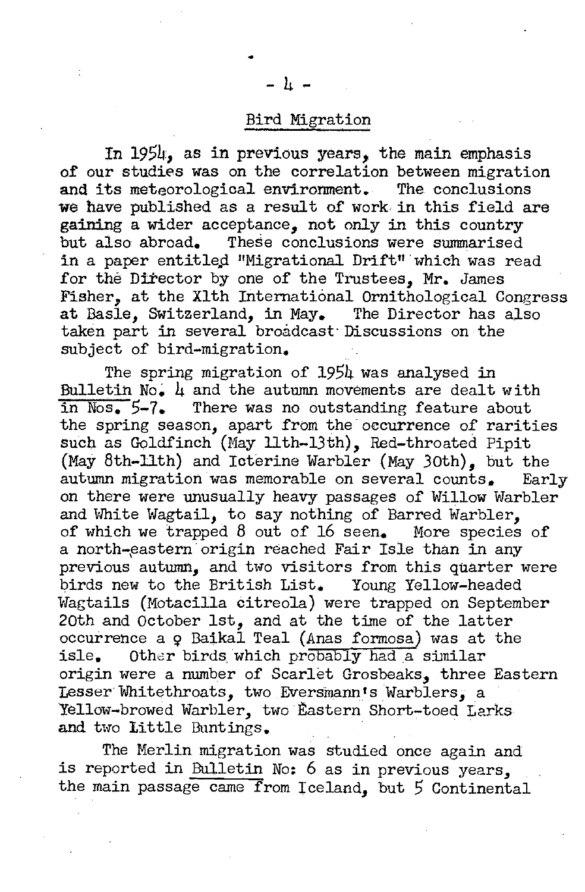## Bird Migration

In 1954, as in previous years, the main emphasis of our studies was on the correlation between migration and its meteorological environment. The conclusions we have published as a result of work in this field are gaining a wider acceptance, not only in this country but also abroad. These conclusions were summarised in a paper entitled "Migrational Drift" which was read for the Director by one of the Trustees, Mr. James Fisher, at the Xlth International Ornithological Congress at Basle, Switzerland, in May. The Director has also taken part in several broadcast Discussions on the subject of bird-migration.

The spring migration of 1954 was analysed in Bulletin No. 4 and the autumn movements are dealt with in Nos. 5-7. There was no outstanding feature about the spring season, apart from the occurrence of rarities such as Goldfinch (May 11th-13th), Red-throated Pipit (May 8th-11th) and Icterine Warbler (May 30th), but the autumn migration was memorable on several counts. Early on there were unusually heavy passages of Willow Warbler and White Wagtail, to say nothing of Barred Warbler, of which we trapped 8 out of 16 seen. More species of a north-eastern origin reached Fair Isle than in any previous autumn, and two visitors from this quarter were birds new to the British List. Young Yellow-headed Wagtails (*Motacilla citreola*) were trapped on September 20th and October 1st, and at the time of the latter occurrence a ♀ Baikal Teal (*Anas formosa*) was at the isle. Other birds which probably had a similar origin were a number of Scarlet Grosbeaks, three Eastern Lesser Whitethroats, two Eversmann's Warblers, a Yellow-browed Warbler, two Eastern Short-toed Larks and two Little Buntings.

The Merlin migration was studied once again and is reported in Bulletin No: 6 as in previous years, the main passage came from Iceland, but 5 Continental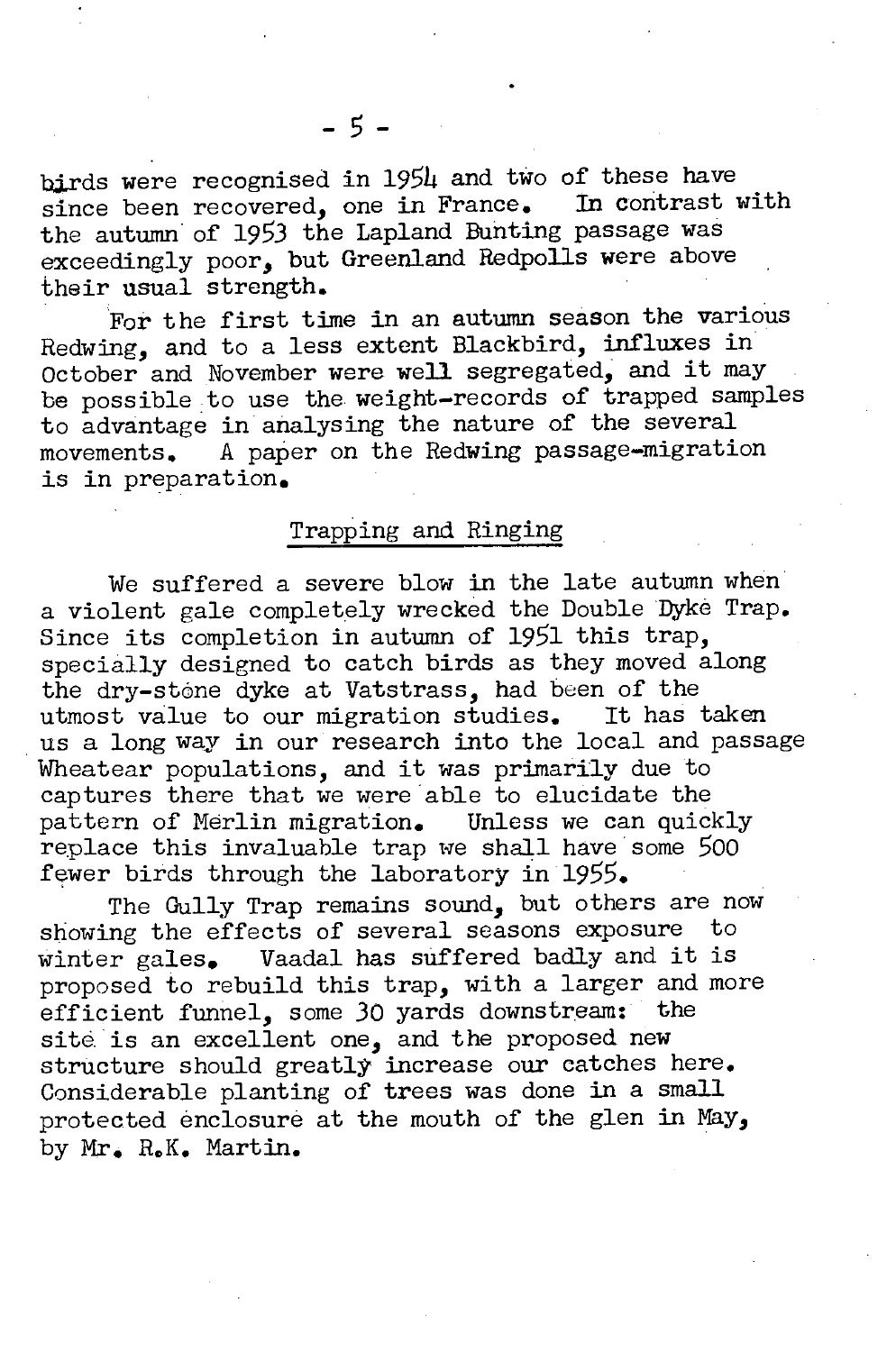birds were recognised in 1954 and two of these have since been recovered, one in France. In contrast with the autumn of 1953 the Lapland Bunting passage was exceedingly poor, but Greenland Redpolls were above their usual strength.

For the first time in an autumn season the various Redwing, and to a less extent Blackbird, influxes in October and November were well segregated, and it may be possible to use the weight-records of trapped samples to advantage in analysing the nature of the several movements. A paper on the Redwing passage-migration is in preparation.

## Trapping and Ringing

We suffered a severe blow in the late autumn when a violent gale completely wrecked the Double Dyke Trap. Since its completion in autumn of 1951 this trap, specially designed to catch birds as they moved along the dry-stone dyke at Vatstrass, had been of the utmost value to our migration studies. It has taken us a long way in our research into the local and passage Wheatear populations, and it was primarily due to captures there that we were able to elucidate the pattern of Merlin migration. Unless we can quickly replace this invaluable trap we shall have some 500 fewer birds through the laboratory in 1955.

The Gully Trap remains sound, but others are now showing the effects of several seasons exposure to winter gales. Vaadal has suffered badly and it is proposed to rebuild this trap, with a larger and more efficient funnel, some 30 yards downstream: the site is an excellent one, and the proposed new structure should greatly increase our catches here. Considerable planting of trees was done in a small protected enclosure at the mouth of the glen in May, by Mr. R.K. Martin.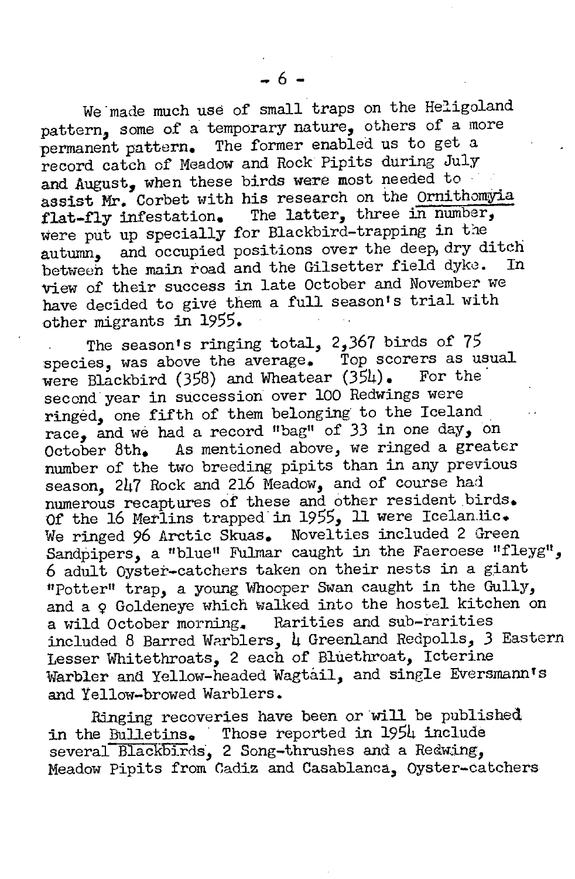We made much use of small traps on the Heligoland pattern, some of a temporary nature, others of a more permanent pattern. The former enabled us to get a record catch of Meadow and Rock Pipits during July and August, when these birds were most needed to assist Mr. Corbet with his research on the Ornithomyia flat-fly infestation. The latter, three in number, were put up specially for Blackbird-trapping in the autumn, and occupied positions over the deep, dry ditch between the main road and the Gilsetter field dyke. In view of their success in late October and November we have decided to give them a full season's trial with other migrants in 1955.

The season's ringing total, 2,367 birds of 75 species, was above the average. Top scorers as usual were Blackbird (358) and Wheatear (354). For the second year in succession over 100 Redwings were ringed, one fifth of them belonging to the Iceland race, and we had a record "bag" of 33 in one day, on October 8th. As mentioned above, we ringed a greater number of the two breeding pipits than in any previous season, 247 Rock and 216 Meadow, and of course had numerous recaptures of these and other resident birds. Of the 16 Merlins trapped in 1955, 11 were Icelandic. We ringed 96 Arctic Skuas. Novelties included 2 Green Sandpipers, a "blue" Fulmar caught in the Faeroese "fleyg", 6 adult Oyster-catchers taken on their nests in a giant "Potter" trap, a young Whooper Swan caught in the Gully, and a ♀ Goldeneye which walked into the hostel kitchen on a wild October morning. Rarities and sub-rarities included 8 Barred Warblers, 4 Greenland Redpolls, 3 Eastern Lesser Whitethroats, 2 each of Bluethroat, Icterine Warbler and Yellow-headed Wagtail, and single Eversmann's and Yellow-browed Warblers.

Ringing recoveries have been or will be published in the Bulletins. Those reported in 1954 include several Blackbirds, 2 Song-thrushes and a Redwing, Meadow Pipits from Cadiz and Casablanca, Oyster-catchers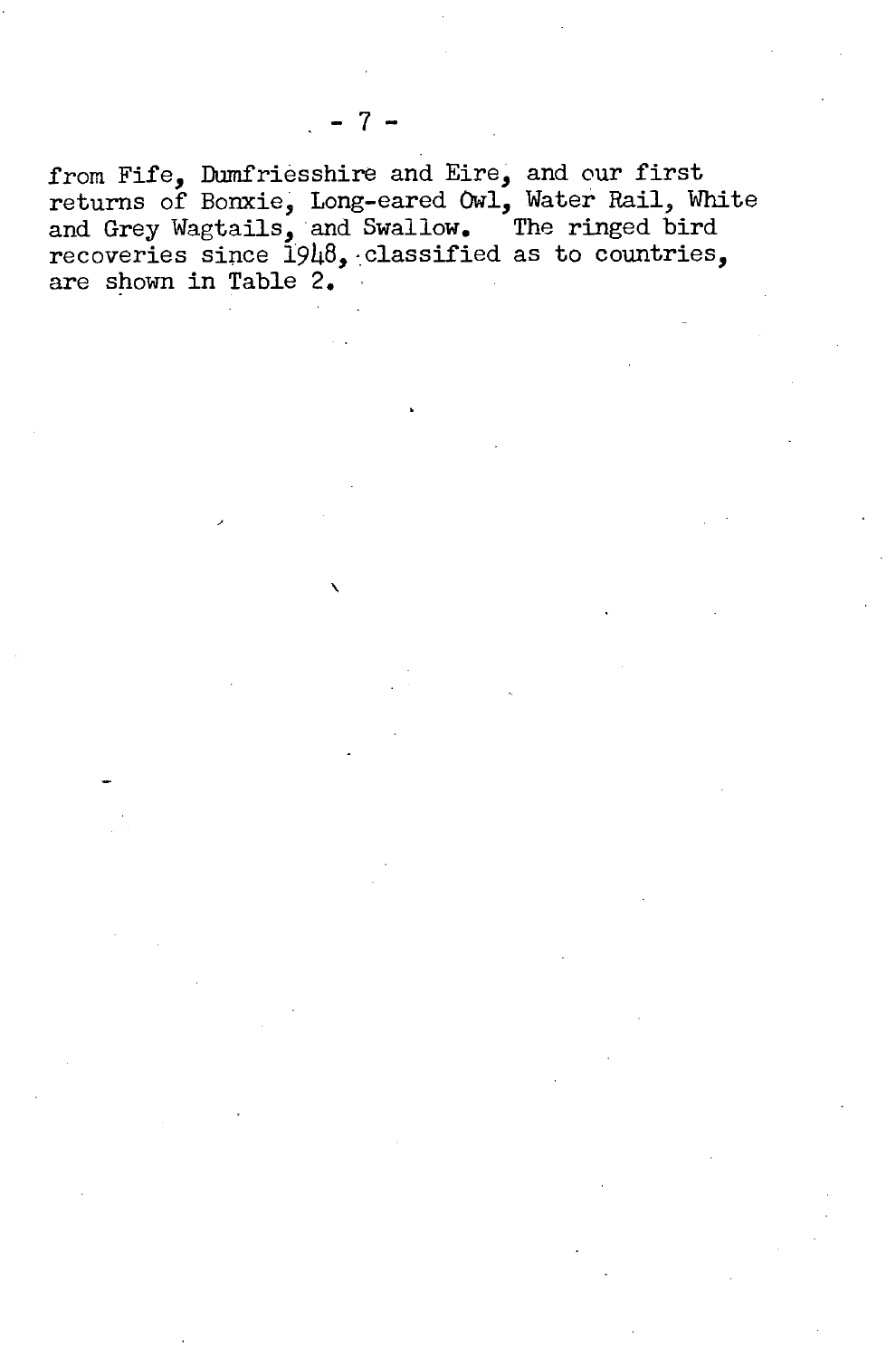from Fife, Dumfriesshire and Eire, and our first returns of Bonxie, Long-eared Owl, Water Rail, White and Grey Wagtails, and Swallow. The ringed bird recoveries since 1948, classified as to countries, are shown in Table 2.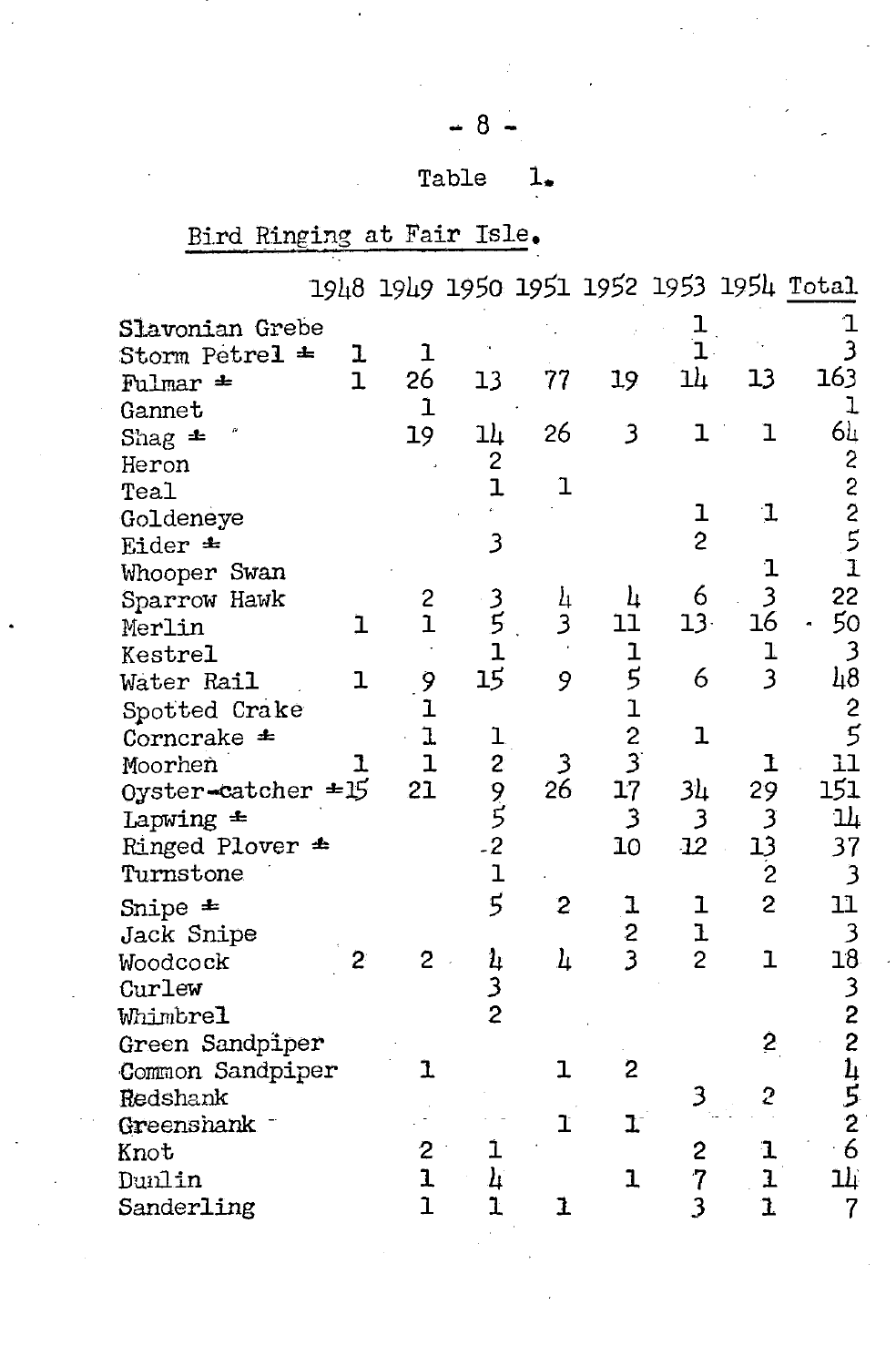Table 1.

Bird Ringing at Fair Isle.

| | 1948 | 1949 | 1950 | 1951 | 1952 | 1953 | 1954 | Total |
|---|---|---|---|---|---|---|---|---|
| Slavonian Grebe | | | | | | 1 | | 1 |
| Storm Petrel ± | 1 | 1 | | | | 1 | | 3 |
| Fulmar ± | 1 | 26 | 13 | 77 | 19 | 14 | 13 | 163 |
| Gannet | | 1 | | | | | | 1 |
| Shag ± | | 19 | 14 | 26 | 3 | 1 | 1 | 64 |
| Heron | | | 2 | | | | | 2 |
| Teal | | | 1 | 1 | | | | 2 |
| Goldeneye | | | | | | 1 | 1 | 2 |
| Eider ± | | | 3 | | | 2 | | 5 |
| Whooper Swan | | | | | | | 1 | 1 |
| Sparrow Hawk | | 2 | 3 | 4 | 4 | 6 | 3 | 22 |
| Merlin | 1 | 1 | 5 | 3 | 11 | 13 | 16 | 50 |
| Kestrel | | | 1 | | 1 | | 1 | 3 |
| Water Rail | 1 | 9 | 15 | 9 | 5 | 6 | 3 | 48 |
| Spotted Crake | | 1 | | | 1 | | | 2 |
| Corncrake ± | | 1 | 1 | | 2 | 1 | | 5 |
| Moorhen | 1 | 1 | 2 | 3 | 3 | | 1 | 11 |
| Oyster-catcher ± | 15 | 21 | 9 | 26 | 17 | 34 | 29 | 151 |
| Lapwing ± | | | 5 | | 3 | 3 | 3 | 14 |
| Ringed Plover ± | | | 2 | | 10 | 12 | 13 | 37 |
| Turnstone | | | 1 | | | | 2 | 3 |
| Snipe ± | | | 5 | 2 | 1 | 1 | 2 | 11 |
| Jack Snipe | | | | | 2 | 1 | | 3 |
| Woodcock | 2 | 2 | 4 | 4 | 3 | 2 | 1 | 18 |
| Curlew | | | 3 | | | | | 3 |
| Whimbrel | | | 2 | | | | | 2 |
| Green Sandpiper | | | | | | | 2 | 2 |
| Common Sandpiper | | 1 | | 1 | 2 | | | 4 |
| Redshank | | | | | | 3 | 2 | 5 |
| Greenshank | | | | 1 | 1 | | | 2 |
| Knot | | 2 | 1 | | | 2 | 1 | 6 |
| Dunlin | | 1 | 4 | | 1 | 7 | 1 | 14 |
| Sanderling | | 1 | 1 | 1 | | 3 | 1 | 7 |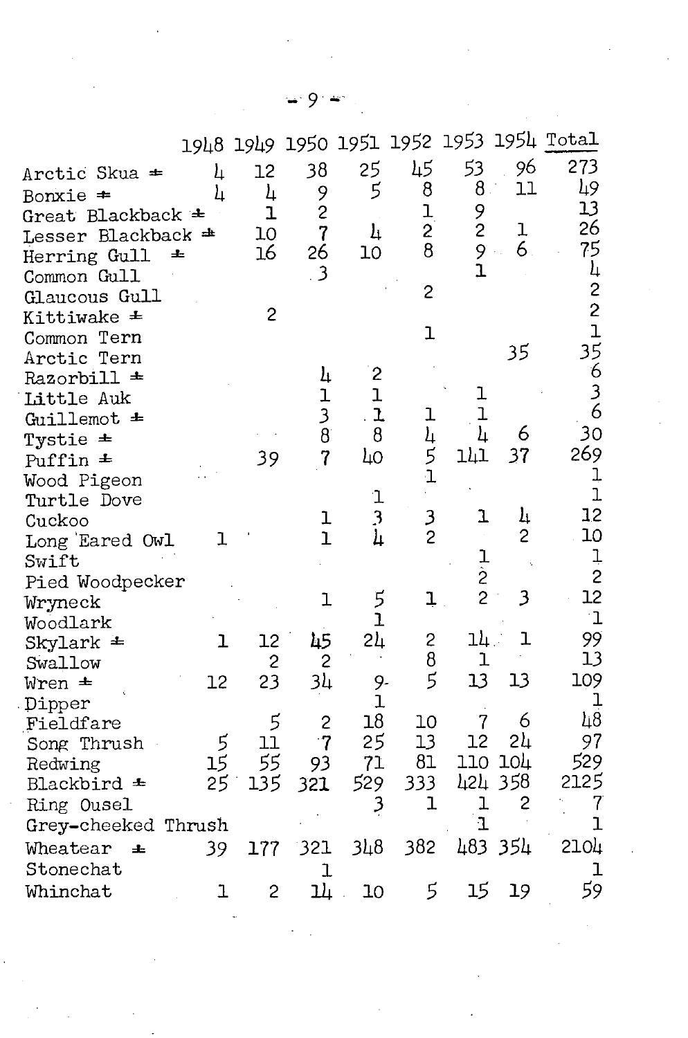| | 1948 | 1949 | 1950 | 1951 | 1952 | 1953 | 1954 | Total |
|---|---|---|---|---|---|---|---|---|
| Arctic Skua ± | 4 | 12 | 38 | 25 | 45 | 53 | 96 | 273 |
| Bonxie ± | 4 | 4 | 9 | 5 | 8 | 8 | 11 | 49 |
| Great Blackback ± | | 1 | 2 | | 1 | 9 | | 13 |
| Lesser Blackback ± | | 10 | 7 | 4 | 2 | 2 | 1 | 26 |
| Herring Gull ± | | 16 | 26 | 10 | 8 | 9 | 6 | 75 |
| Common Gull | | | 3 | | | 1 | | 4 |
| Glaucous Gull | | | | | 2 | | | 2 |
| Kittiwake ± | | 2 | | | | | | 2 |
| Common Tern | | | | | 1 | | | 1 |
| Arctic Tern | | | | | | | 35 | 35 |
| Razorbill ± | | | 4 | 2 | | | | 6 |
| Little Auk | | | 1 | 1 | | 1 | | 3 |
| Guillemot ± | | | 3 | 1 | 1 | 1 | | 6 |
| Tystie ± | | | 8 | 8 | 4 | 4 | 6 | 30 |
| Puffin ± | | 39 | 7 | 40 | 5 | 141 | 37 | 269 |
| Wood Pigeon | | | | | 1 | | | 1 |
| Turtle Dove | | | | 1 | | | | 1 |
| Cuckoo | | | 1 | 3 | 3 | 1 | 4 | 12 |
| Long Eared Owl | 1 | | 1 | 4 | 2 | | 2 | 10 |
| Swift | | | | | | 1 | | 1 |
| Pied Woodpecker | | | | | | 2 | | 2 |
| Wryneck | | | 1 | 5 | 1 | 2 | 3 | 12 |
| Woodlark | | | | 1 | | | | 1 |
| Skylark ± | 1 | 12 | 45 | 24 | 2 | 14 | 1 | 99 |
| Swallow | | 2 | 2 | | 8 | 1 | | 13 |
| Wren ± | 12 | 23 | 34 | 9 | 5 | 13 | 13 | 109 |
| Dipper | | | | 1 | | | | 1 |
| Fieldfare | | 5 | 2 | 18 | 10 | 7 | 6 | 48 |
| Song Thrush | 5 | 11 | 7 | 25 | 13 | 12 | 24 | 97 |
| Redwing | 15 | 55 | 93 | 71 | 81 | 110 | 104 | 529 |
| Blackbird ± | 25 | 135 | 321 | 529 | 333 | 424 | 358 | 2125 |
| Ring Ousel | | | | 3 | 1 | 1 | 2 | 7 |
| Grey-cheeked Thrush | | | | | | 1 | | 1 |
| Wheatear ± | 39 | 177 | 321 | 348 | 382 | 483 | 354 | 2104 |
| Stonechat | | | 1 | | | | | 1 |
| Whinchat | 1 | 2 | 14 | 10 | 5 | 15 | 19 | 59 |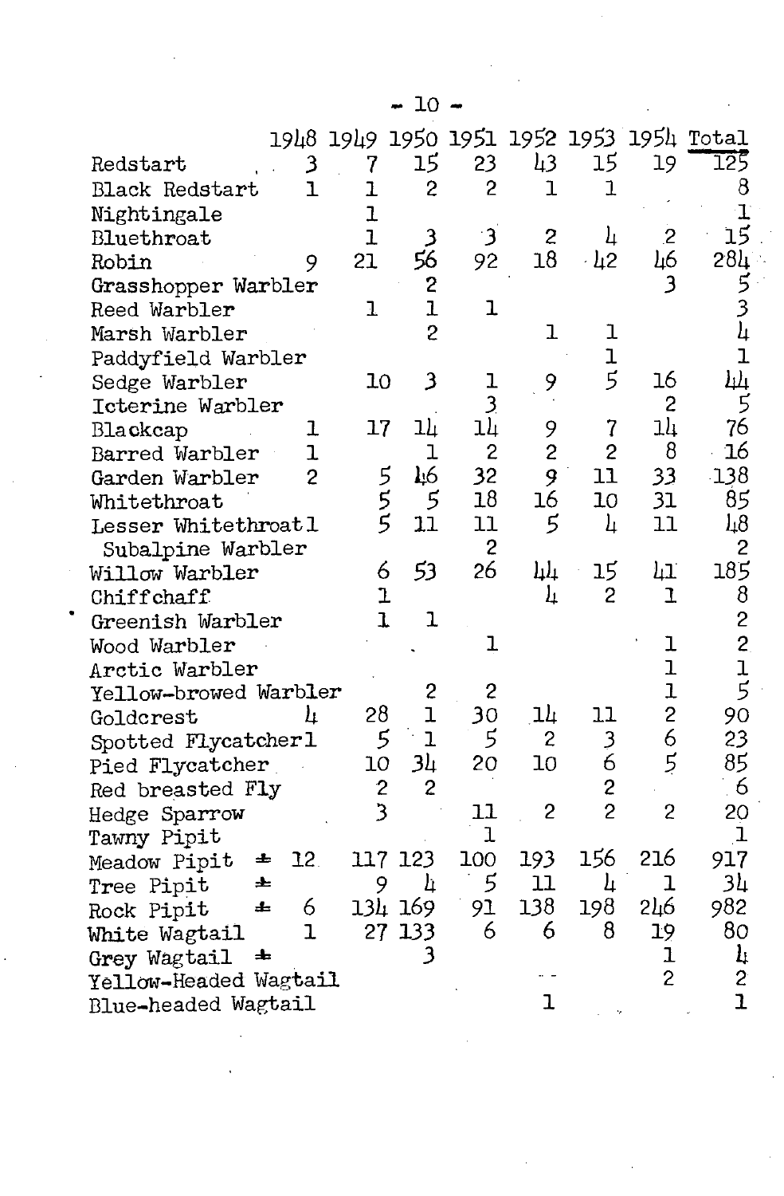| | 1948 | 1949 | 1950 | 1951 | 1952 | 1953 | 1954 | Total |
|---|---|---|---|---|---|---|---|---|
| Redstart | 3 | 7 | 15 | 23 | 43 | 15 | 19 | 125 |
| Black Redstart | 1 | 1 | 2 | 2 | 1 | 1 | | 8 |
| Nightingale | | 1 | | | | | | 1 |
| Bluethroat | | 1 | 3 | 3 | 2 | 4 | 2 | 15 |
| Robin | 9 | 21 | 56 | 92 | 18 | 42 | 46 | 284 |
| Grasshopper Warbler | | | 2 | | | | 3 | 5 |
| Reed Warbler | | 1 | 1 | 1 | | | | 3 |
| Marsh Warbler | | | 2 | | 1 | 1 | | 4 |
| Paddyfield Warbler | | | | | | 1 | | 1 |
| Sedge Warbler | | 10 | 3 | 1 | 9 | 5 | 16 | 44 |
| Icterine Warbler | | | | 3 | | | 2 | 5 |
| Blackcap | 1 | 17 | 14 | 14 | 9 | 7 | 14 | 76 |
| Barred Warbler | 1 | | 1 | 2 | 2 | 2 | 8 | 16 |
| Garden Warbler | 2 | 5 | 46 | 32 | 9 | 11 | 33 | 138 |
| Whitethroat | | 5 | 5 | 18 | 16 | 10 | 31 | 85 |
| Lesser Whitethroat | 1 | 5 | 11 | 11 | 5 | 4 | 11 | 48 |
| Subalpine Warbler | | | | 2 | | | | 2 |
| Willow Warbler | | 6 | 53 | 26 | 44 | 15 | 41 | 185 |
| Chiffchaff | | 1 | | | 4 | 2 | 1 | 8 |
| Greenish Warbler | | 1 | 1 | | | | | 2 |
| Wood Warbler | | | | 1 | | | 1 | 2 |
| Arctic Warbler | | | | | | | 1 | 1 |
| Yellow-browed Warbler | | | 2 | 2 | | | 1 | 5 |
| Goldcrest | 4 | 28 | 1 | 30 | 14 | 11 | 2 | 90 |
| Spotted Flycatcher | 1 | 5 | 1 | 5 | 2 | 3 | 6 | 23 |
| Pied Flycatcher | | 10 | 34 | 20 | 10 | 6 | 5 | 85 |
| Red breasted Fly | | 2 | 2 | | | 2 | | 6 |
| Hedge Sparrow | | 3 | | 11 | 2 | 2 | 2 | 20 |
| Tawny Pipit | | | | 1 | | | | 1 |
| Meadow Pipit + | 12 | 117 | 123 | 100 | 193 | 156 | 216 | 917 |
| Tree Pipit + | | 9 | 4 | 5 | 11 | 4 | 1 | 34 |
| Rock Pipit + | 6 | 134 | 169 | 91 | 138 | 198 | 246 | 982 |
| White Wagtail | 1 | 27 | 133 | 6 | 6 | 8 | 19 | 80 |
| Grey Wagtail + | | | 3 | | | | 1 | 4 |
| Yellow-Headed Wagtail | | | | | | | 2 | 2 |
| Blue-headed Wagtail | | | | | 1 | | | 1 |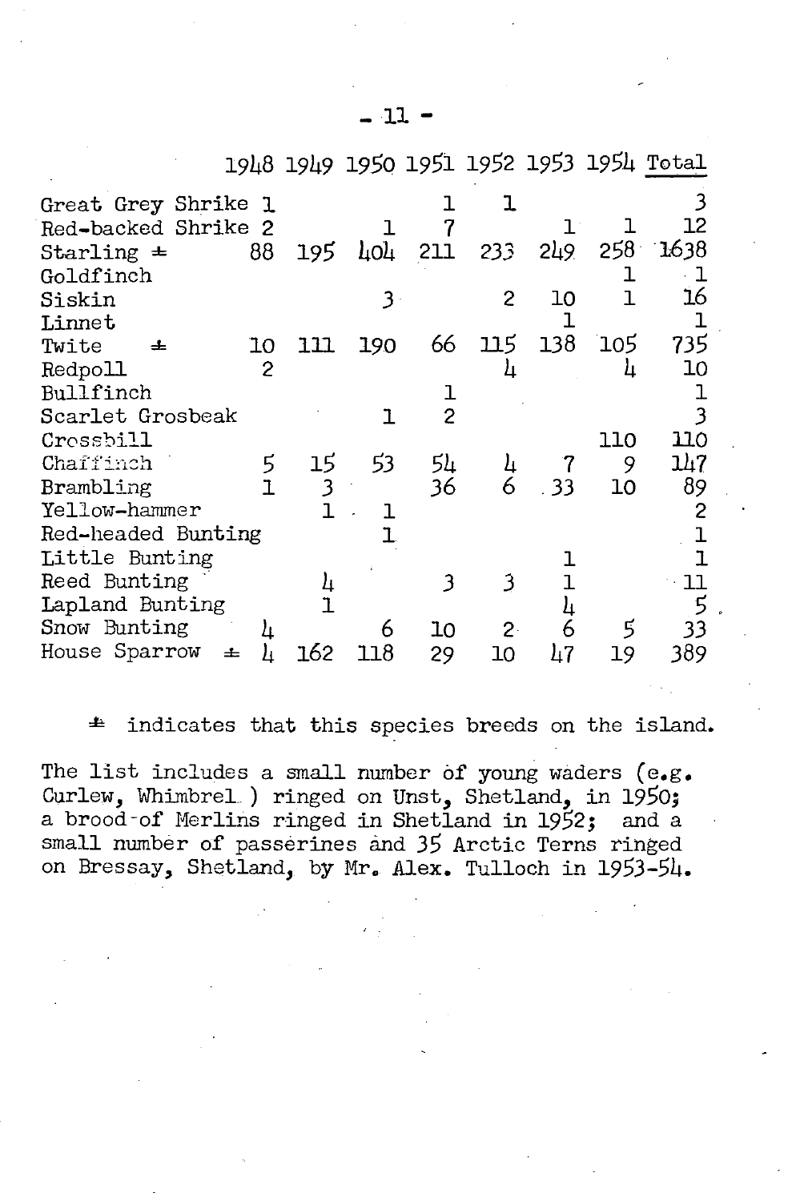| | 1948 | 1949 | 1950 | 1951 | 1952 | 1953 | 1954 | Total |
|---|---|---|---|---|---|---|---|---|
| Great Grey Shrike | 1 | | | 1 | 1 | | | 3 |
| Red-backed Shrike | 2 | | 1 | 7 | | 1 | 1 | 12 |
| Starling ± | 88 | 195 | 404 | 211 | 233 | 249 | 258 | 1638 |
| Goldfinch | | | | | | | 1 | 1 |
| Siskin | | | 3 | | 2 | 10 | 1 | 16 |
| Linnet | | | | | | 1 | | 1 |
| Twite ± | 10 | 111 | 190 | 66 | 115 | 138 | 105 | 735 |
| Redpoll | 2 | | | | 4 | | 4 | 10 |
| Bullfinch | | | | 1 | | | | 1 |
| Scarlet Grosbeak | | | 1 | 2 | | | | 3 |
| Crossbill | | | | | | | 110 | 110 |
| Chaffinch | 5 | 15 | 53 | 54 | 4 | 7 | 9 | 147 |
| Brambling | 1 | 3 | | 36 | 6 | 33 | 10 | 89 |
| Yellow-hammer | | 1 | 1 | | | | | 2 |
| Red-headed Bunting | | | 1 | | | | | 1 |
| Little Bunting | | | | | | 1 | | 1 |
| Reed Bunting | | 4 | | 3 | 3 | 1 | | 11 |
| Lapland Bunting | | 1 | | | | 4 | | 5 |
| Snow Bunting | 4 | | 6 | 10 | 2 | 6 | 5 | 33 |
| House Sparrow ± | 4 | 162 | 118 | 29 | 10 | 47 | 19 | 389 |

± indicates that this species breeds on the island.

The list includes a small number of young waders (e.g. Curlew, Whimbrel ) ringed on Unst, Shetland, in 1950; a brood of Merlins ringed in Shetland in 1952; and a small number of passerines and 35 Arctic Terns ringed on Bressay, Shetland, by Mr. Alex. Tulloch in 1953-54.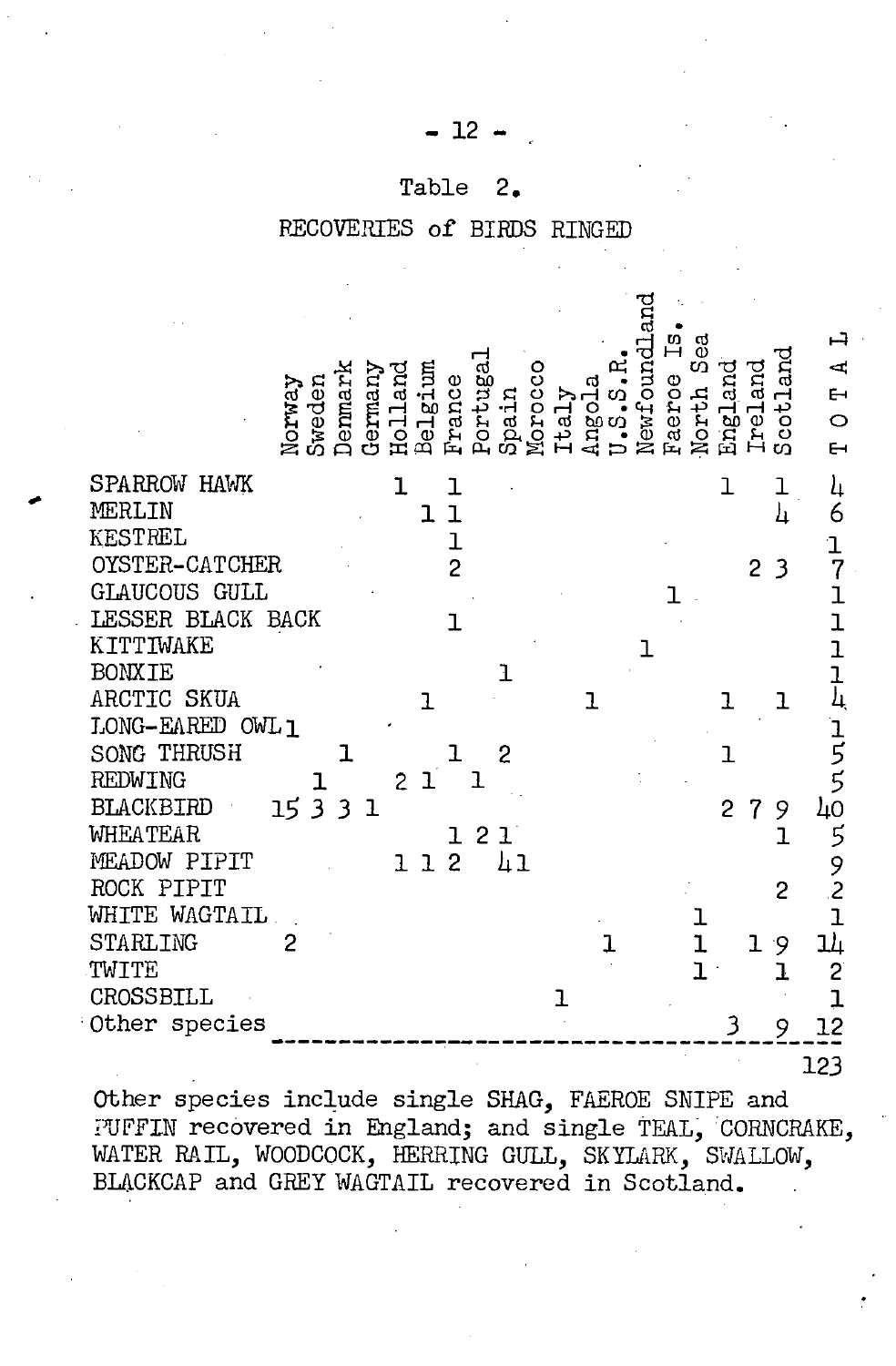## Table 2.

### RECOVERIES of BIRDS RINGED

| | Norway | Sweden | Denmark | Germany | Holland | Belgium | France | Portugal | Spain | Morocco | Italy | Angola | U.S.S.R. | Newfoundland | Faeroe Is. | North Sea | England | Ireland | Scotland | TOTAL |
|---|---|---|---|---|---|---|---|---|---|---|---|---|---|---|---|---|---|---|---|---|
| SPARROW HAWK | | | | | 1 | | 1 | | | | | | | | | | 1 | | 1 | 4 |
| MERLIN | | | | | | 1 | 1 | | | | | | | | | | | | 4 | 6 |
| KESTREL | | | | | | | 1 | | | | | | | | | | | | | 1 |
| OYSTER-CATCHER | | | | | | | 2 | | | | | | | | | | | 2 | 3 | 7 |
| GLAUCOUS GULL | | | | | | | | | | | | | | | 1 | | | | | 1 |
| LESSER BLACK BACK | | | | | | | 1 | | | | | | | | | | | | | 1 |
| KITTIWAKE | | | | | | | | | | | | | | 1 | | | | | | 1 |
| BONXIE | | | | | | | | | 1 | | | | | | | | | | | 1 |
| ARCTIC SKUA | | | | | | 1 | | | | | | 1 | | | | | 1 | | 1 | 4 |
| LONG-EARED OWL | 1 | | | | | | | | | | | | | | | | | | | 1 |
| SONG THRUSH | | | 1 | | | | 1 | | 2 | | | | | | | | 1 | | | 5 |
| REDWING | | 1 | | | 2 | 1 | | 1 | | | | | | | | | | | | 5 |
| BLACKBIRD | 15 | 3 | 3 | 1 | | | | | | | | | | | | | 2 | 7 | 9 | 40 |
| WHEATEAR | | | | | | | 1 | 2 | 1 | | | | | | | | | | 1 | 5 |
| MEADOW PIPIT | | | | | 1 | 1 | 2 | | 4 | 1 | | | | | | | | | | 9 |
| ROCK PIPIT | | | | | | | | | | | | | | | | | | | 2 | 2 |
| WHITE WAGTAIL | | | | | | | | | | | | | | | | 1 | | | | 1 |
| STARLING | 2 | | | | | | | | | | | | 1 | | | 1 | | 1 | 9 | 14 |
| TWITE | | | | | | | | | | | | | | | | 1 | | | 1 | 2 |
| CROSSBILL | | | | | | | | | | | 1 | | | | | | | | | 1 |
| Other species | | | | | | | | | | | | | | | | | 3 | | 9 | 12 |
| | | | | | | | | | | | | | | | | | | | | 123 |

Other species include single SHAG, FAEROE SNIPE and PUFFIN recovered in England; and single TEAL, CORNCRAKE, WATER RAIL, WOODCOCK, HERRING GULL, SKYLARK, SWALLOW, BLACKCAP and GREY WAGTAIL recovered in Scotland.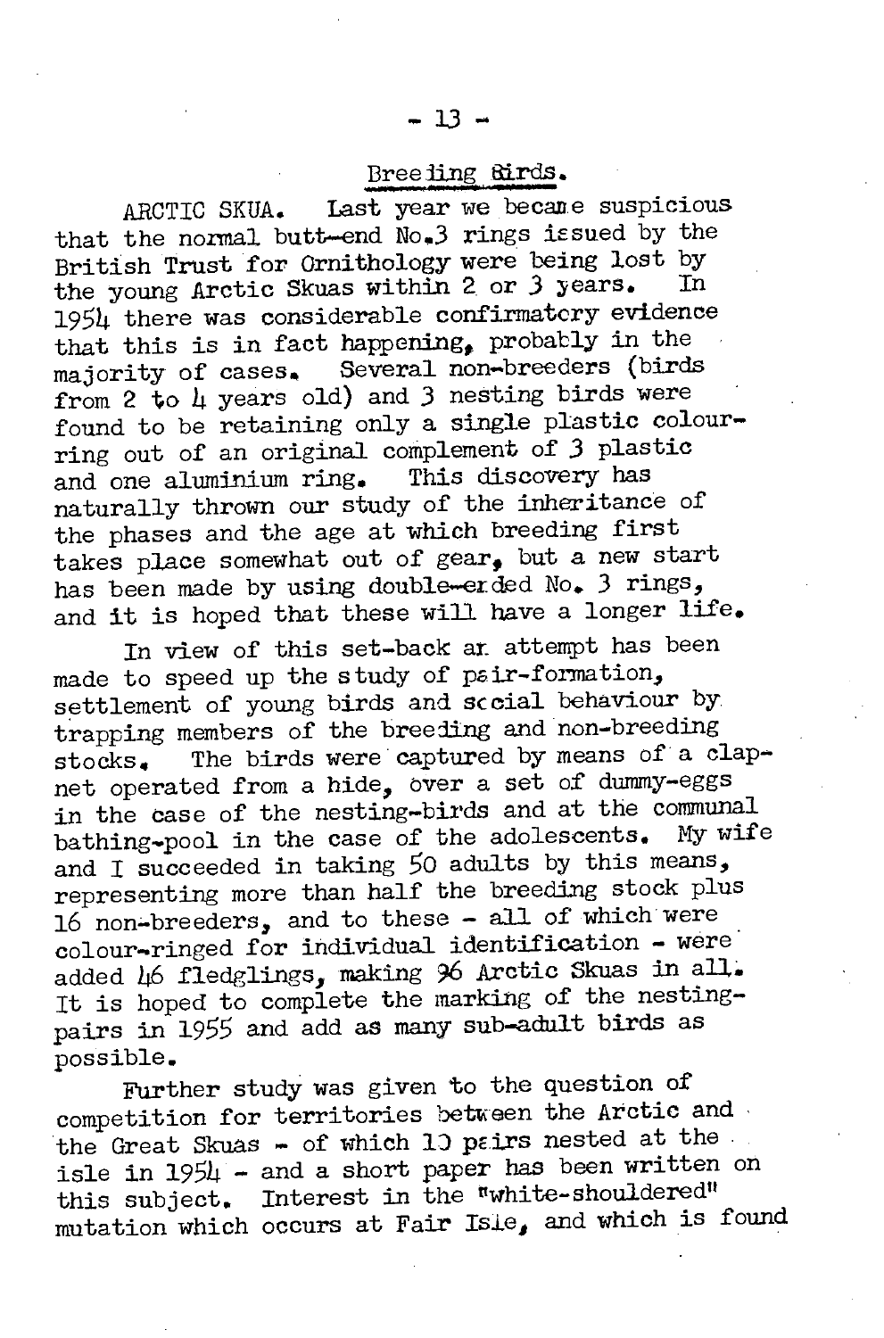## Breeding Birds.

ARCTIC SKUA. Last year we became suspicious that the normal butt-end No.3 rings issued by the British Trust for Ornithology were being lost by the young Arctic Skuas within 2 or 3 years. In 1954 there was considerable confirmatory evidence that this is in fact happening, probably in the majority of cases. Several non-breeders (birds from 2 to 4 years old) and 3 nesting birds were found to be retaining only a single plastic colour-ring out of an original complement of 3 plastic and one aluminium ring. This discovery has naturally thrown our study of the inheritance of the phases and the age at which breeding first takes place somewhat out of gear, but a new start has been made by using double-ended No. 3 rings, and it is hoped that these will have a longer life.

In view of this set-back an attempt has been made to speed up the study of pair-formation, settlement of young birds and social behaviour by trapping members of the breeding and non-breeding stocks. The birds were captured by means of a clap-net operated from a hide, over a set of dummy-eggs in the case of the nesting-birds and at the communal bathing-pool in the case of the adolescents. My wife and I succeeded in taking 50 adults by this means, representing more than half the breeding stock plus 16 non-breeders, and to these - all of which were colour-ringed for individual identification - were added 46 fledglings, making 96 Arctic Skuas in all. It is hoped to complete the marking of the nesting-pairs in 1955 and add as many sub-adult birds as possible.

Further study was given to the question of competition for territories between the Arctic and the Great Skuas - of which 10 pairs nested at the isle in 1954 - and a short paper has been written on this subject. Interest in the "white-shouldered" mutation which occurs at Fair Isle, and which is found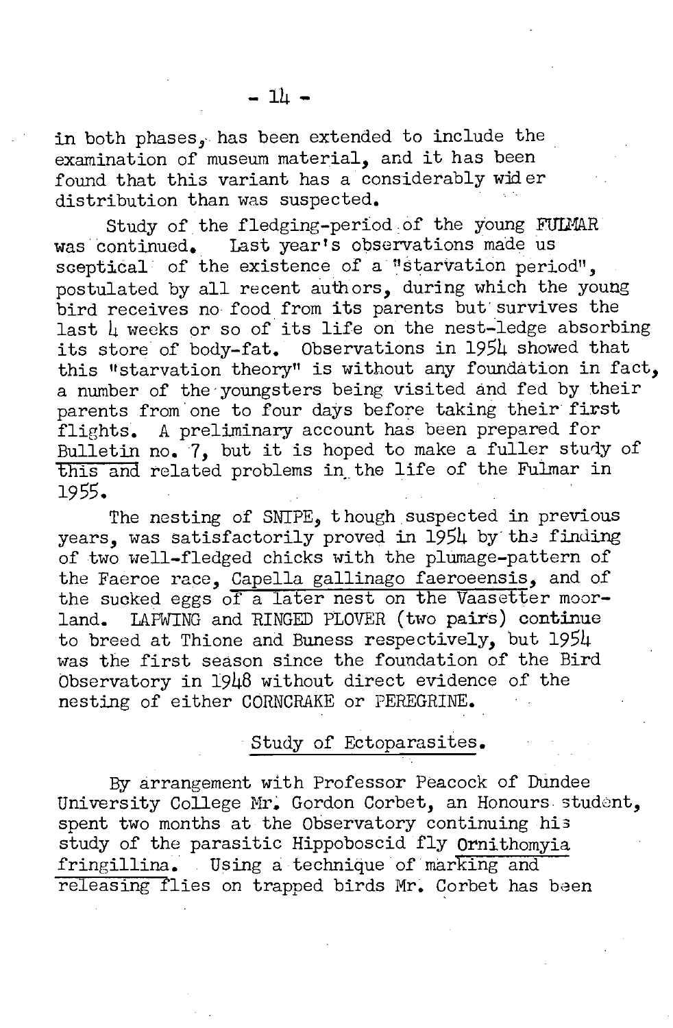in both phases, has been extended to include the examination of museum material, and it has been found that this variant has a considerably wider distribution than was suspected.

Study of the fledging-period of the young FULMAR was continued. Last year's observations made us sceptical of the existence of a "starvation period", postulated by all recent authors, during which the young bird receives no food from its parents but survives the last 4 weeks or so of its life on the nest-ledge absorbing its store of body-fat. Observations in 1954 showed that this "starvation theory" is without any foundation in fact, a number of the youngsters being visited and fed by their parents from one to four days before taking their first flights. A preliminary account has been prepared for Bulletin no. 7, but it is hoped to make a fuller study of this and related problems in the life of the Fulmar in 1955.

The nesting of SNIPE, though suspected in previous years, was satisfactorily proved in 1954 by the finding of two well-fledged chicks with the plumage-pattern of the Faeroe race, *Capella gallinago faeroeensis*, and of the sucked eggs of a later nest on the Vaasetter moorland. LAPWING and RINGED PLOVER (two pairs) continue to breed at Thione and Buness respectively, but 1954 was the first season since the foundation of the Bird Observatory in 1948 without direct evidence of the nesting of either CORNCRAKE or PEREGRINE.

## Study of Ectoparasites.

By arrangement with Professor Peacock of Dundee University College Mr. Gordon Corbet, an Honours student, spent two months at the Observatory continuing his study of the parasitic Hippoboscid fly *Ornithomyia fringillina*. Using a technique of marking and releasing flies on trapped birds Mr. Corbet has been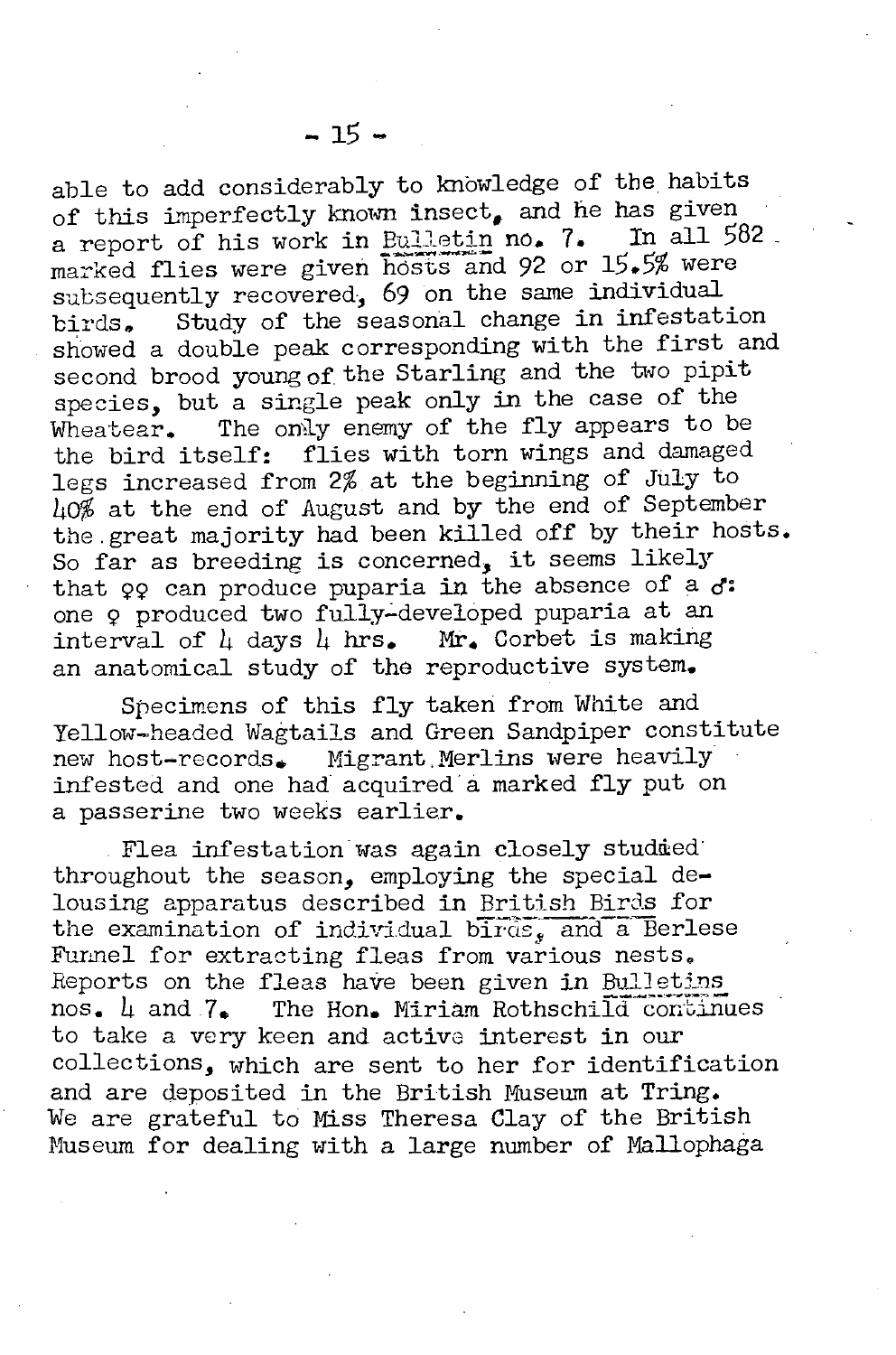able to add considerably to knowledge of the habits of this imperfectly known insect, and he has given a report of his work in Bulletin no. 7. In all 582 marked flies were given hosts and 92 or 15.5% were subsequently recovered, 69 on the same individual birds. Study of the seasonal change in infestation showed a double peak corresponding with the first and second brood young of the Starling and the two pipit species, but a single peak only in the case of the Wheatear. The only enemy of the fly appears to be the bird itself: flies with torn wings and damaged legs increased from 2% at the beginning of July to 40% at the end of August and by the end of September the great majority had been killed off by their hosts. So far as breeding is concerned, it seems likely that ♀♀ can produce puparia in the absence of a ♂: one ♀ produced two fully-developed puparia at an interval of 4 days 4 hrs. Mr. Corbet is making an anatomical study of the reproductive system.

Specimens of this fly taken from White and Yellow-headed Wagtails and Green Sandpiper constitute new host-records. Migrant Merlins were heavily infested and one had acquired a marked fly put on a passerine two weeks earlier.

Flea infestation was again closely studied throughout the season, employing the special delousing apparatus described in British Birds for the examination of individual birds, and a Berlese Funnel for extracting fleas from various nests. Reports on the fleas have been given in Bulletins nos. 4 and 7. The Hon. Miriam Rothschild continues to take a very keen and active interest in our collections, which are sent to her for identification and are deposited in the British Museum at Tring. We are grateful to Miss Theresa Clay of the British Museum for dealing with a large number of Mallophaga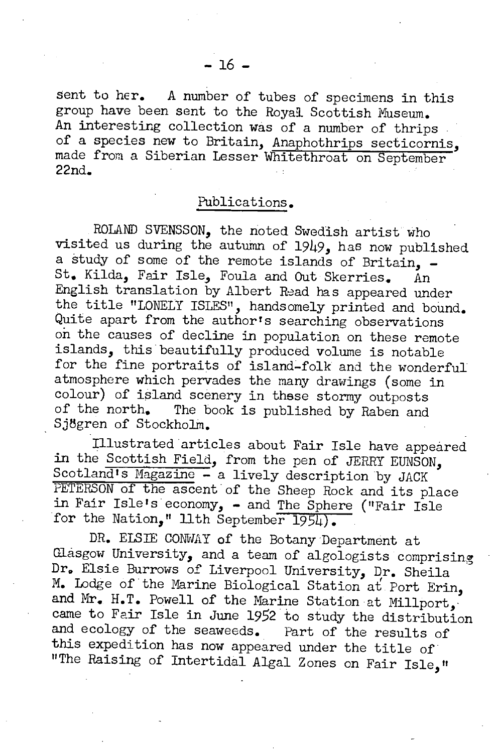sent to her. A number of tubes of specimens in this group have been sent to the Royal Scottish Museum. An interesting collection was of a number of thrips of a species new to Britain, Anaphothrips secticornis, made from a Siberian Lesser Whitethroat on September 22nd.

## Publications.

ROLAND SVENSSON, the noted Swedish artist who visited us during the autumn of 1949, has now published a study of some of the remote islands of Britain, - St. Kilda, Fair Isle, Foula and Out Skerries. An English translation by Albert Read has appeared under the title "LONELY ISLES", handsomely printed and bound. Quite apart from the author's searching observations on the causes of decline in population on these remote islands, this beautifully produced volume is notable for the fine portraits of island-folk and the wonderful atmosphere which pervades the many drawings (some in colour) of island scenery in these stormy outposts of the north. The book is published by Raben and Sjögren of Stockholm.

Illustrated articles about Fair Isle have appeared in the Scottish Field, from the pen of JERRY EUNSON, Scotland's Magazine - a lively description by JACK PETERSON of the ascent of the Sheep Rock and its place in Fair Isle's economy, - and The Sphere ("Fair Isle for the Nation," 11th September 1954).

DR. ELSIE CONWAY of the Botany Department at Glasgow University, and a team of algologists comprising Dr. Elsie Burrows of Liverpool University, Dr. Sheila M. Lodge of the Marine Biological Station at Port Erin, and Mr. H.T. Powell of the Marine Station at Millport, came to Fair Isle in June 1952 to study the distribution and ecology of the seaweeds. Part of the results of this expedition has now appeared under the title of "The Raising of Intertidal Algal Zones on Fair Isle,"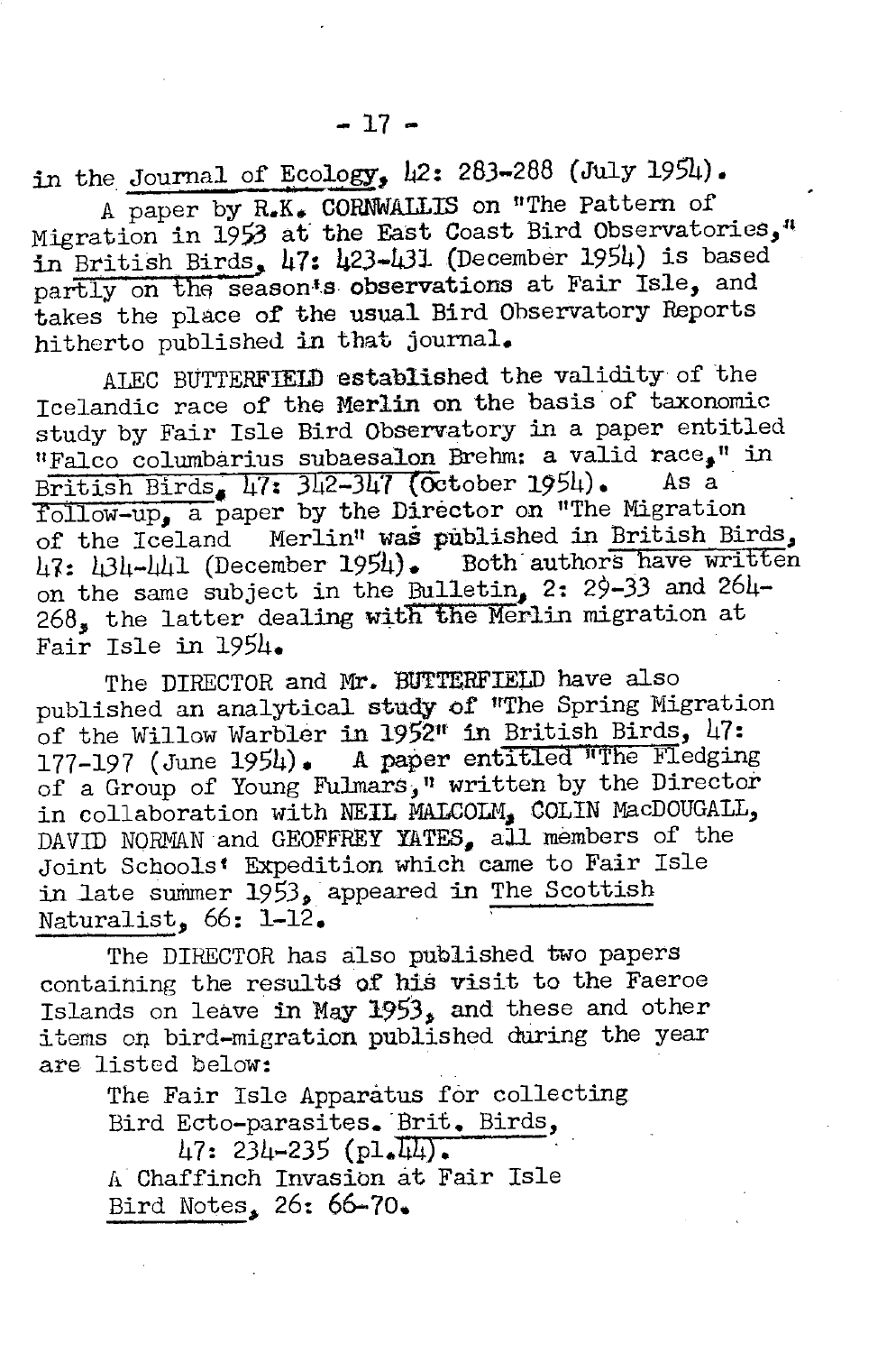in the Journal of Ecology, 42: 283-288 (July 1954).

A paper by R.K. CORNWALLIS on "The Pattern of Migration in 1953 at the East Coast Bird Observatories," in British Birds, 47: 423-431 (December 1954) is based partly on the season's observations at Fair Isle, and takes the place of the usual Bird Observatory Reports hitherto published in that journal.

ALEC BUTTERFIELD established the validity of the Icelandic race of the Merlin on the basis of taxonomic study by Fair Isle Bird Observatory in a paper entitled "Falco columbarius subaesalon Brehm: a valid race," in British Birds, 47: 342-347 (October 1954). As a follow-up, a paper by the Director on "The Migration of the Iceland Merlin" was published in British Birds, 47: 434-441 (December 1954). Both authors have written on the same subject in the Bulletin, 2: 29-33 and 264-268, the latter dealing with the Merlin migration at Fair Isle in 1954.

The DIRECTOR and Mr. BUTTERFIELD have also published an analytical study of "The Spring Migration of the Willow Warbler in 1952" in British Birds, 47: 177-197 (June 1954). A paper entitled "The Fledging of a Group of Young Fulmars," written by the Director in collaboration with NEIL MALCOLM, COLIN MacDOUGALL, DAVID NORMAN and GEOFFREY YATES, all members of the Joint Schools' Expedition which came to Fair Isle in late summer 1953, appeared in The Scottish Naturalist, 66: 1-12.

The DIRECTOR has also published two papers containing the results of his visit to the Faeroe Islands on leave in May 1953, and these and other items on bird-migration published during the year are listed below:

The Fair Isle Apparatus for collecting Bird Ecto-parasites. Brit. Birds, 47: 234-235 (pl.44).

A Chaffinch Invasion at Fair Isle Bird Notes, 26: 66-70.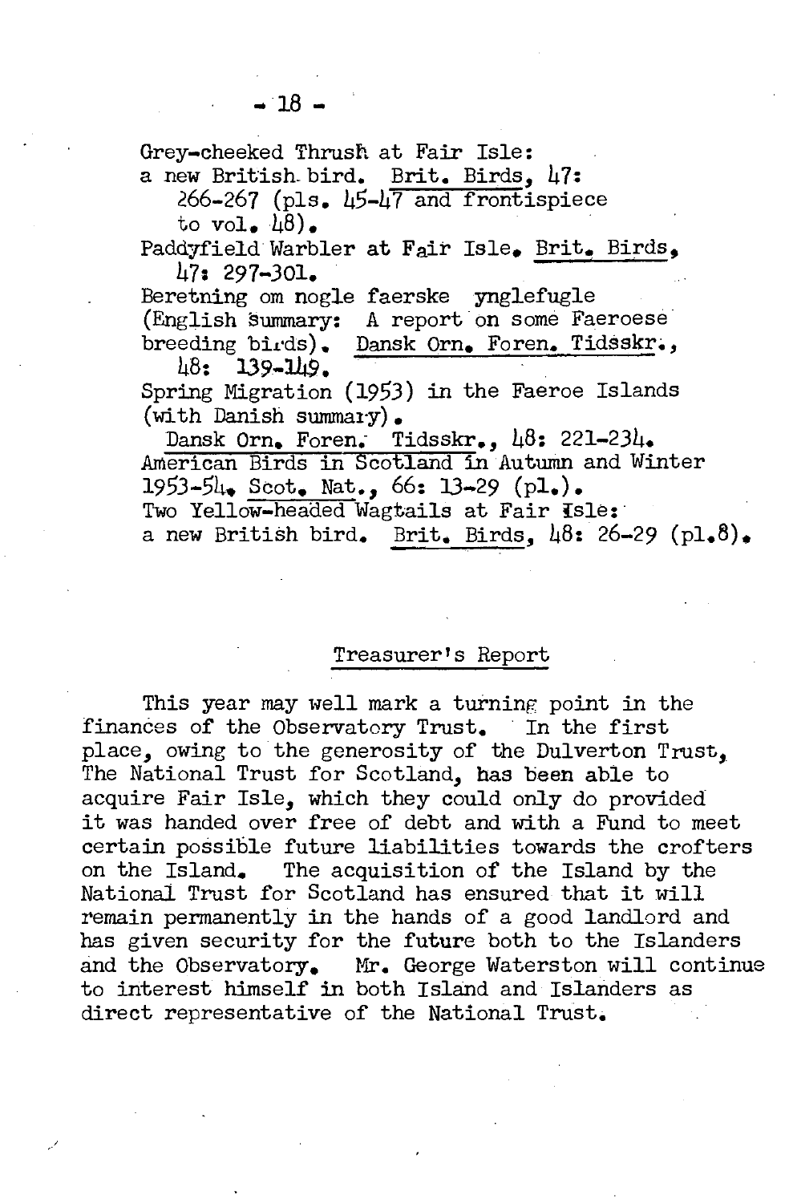Grey-cheeked Thrush at Fair Isle:
a new British bird. Brit. Birds, 47: 266-267 (pls. 45-47 and frontispiece to vol. 48).

Paddyfield Warbler at Fair Isle. Brit. Birds, 47: 297-301.

Beretning om nogle faerske ynglefugle (English summary: A report on some Faeroese breeding birds). Dansk Orn. Foren. Tidsskr., 48: 139-149.

Spring Migration (1953) in the Faeroe Islands (with Danish summary).
Dansk Orn. Foren. Tidsskr., 48: 221-234.

American Birds in Scotland in Autumn and Winter 1953-54. Scot. Nat., 66: 13-29 (pl.).

Two Yellow-headed Wagtails at Fair Isle:
a new British bird. Brit. Birds, 48: 26-29 (pl.8).

## Treasurer's Report

This year may well mark a turning point in the finances of the Observatory Trust. In the first place, owing to the generosity of the Dulverton Trust, The National Trust for Scotland, has been able to acquire Fair Isle, which they could only do provided it was handed over free of debt and with a Fund to meet certain possible future liabilities towards the crofters on the Island. The acquisition of the Island by the National Trust for Scotland has ensured that it will remain permanently in the hands of a good landlord and has given security for the future both to the Islanders and the Observatory. Mr. George Waterston will continue to interest himself in both Island and Islanders as direct representative of the National Trust.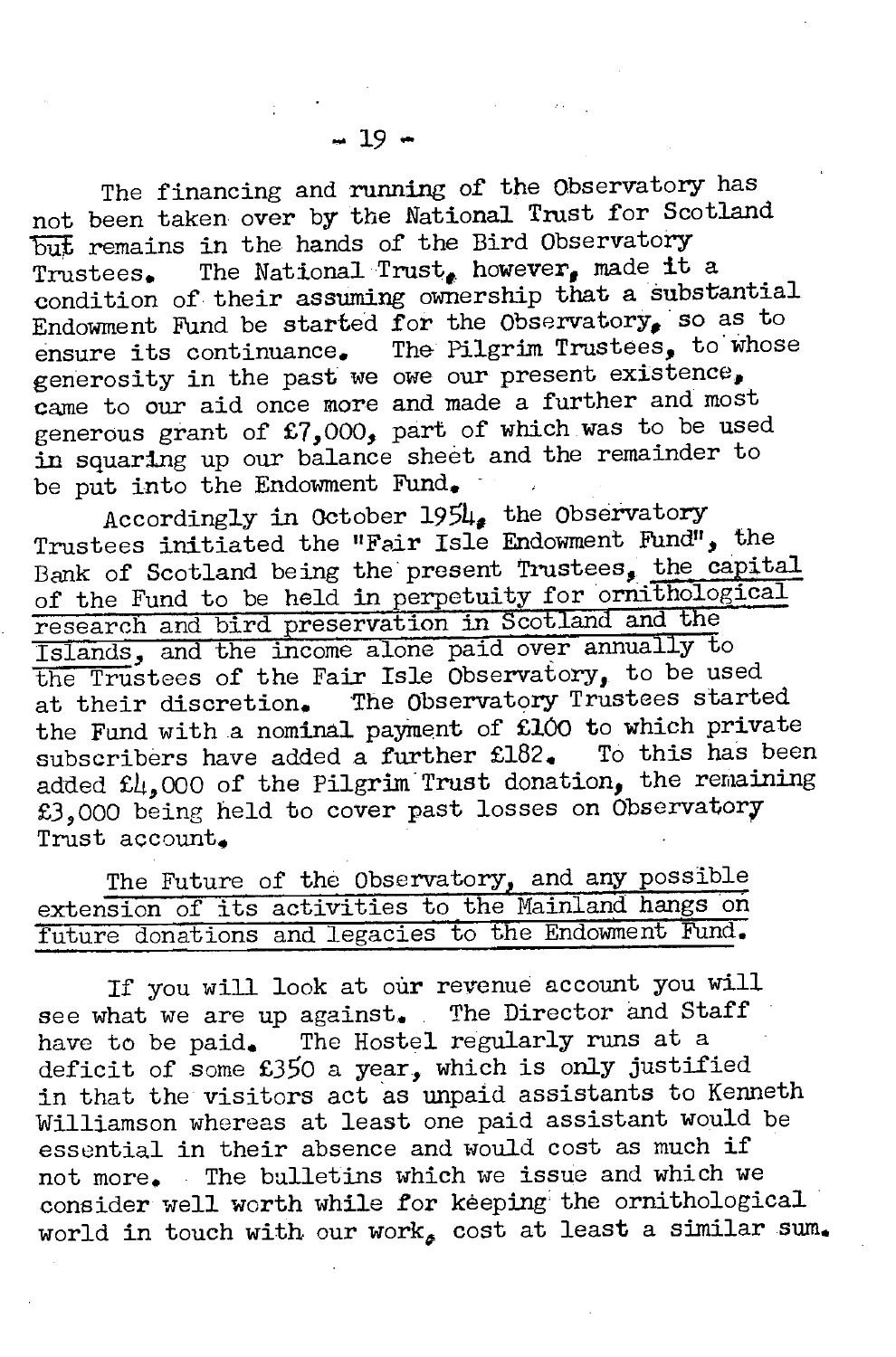The financing and running of the Observatory has not been taken over by the National Trust for Scotland but remains in the hands of the Bird Observatory Trustees. The National Trust, however, made it a condition of their assuming ownership that a substantial Endowment Fund be started for the Observatory, so as to ensure its continuance. The Pilgrim Trustees, to whose generosity in the past we owe our present existence, came to our aid once more and made a further and most generous grant of £7,000, part of which was to be used in squaring up our balance sheet and the remainder to be put into the Endowment Fund.

Accordingly in October 1954, the Observatory Trustees initiated the "Fair Isle Endowment Fund", the Bank of Scotland being the present Trustees, the capital of the Fund to be held in perpetuity for ornithological research and bird preservation in Scotland and the Islands, and the income alone paid over annually to the Trustees of the Fair Isle Observatory, to be used at their discretion. The Observatory Trustees started the Fund with a nominal payment of £100 to which private subscribers have added a further £182. To this has been added £4,000 of the Pilgrim Trust donation, the remaining £3,000 being held to cover past losses on Observatory Trust account.

The Future of the Observatory, and any possible extension of its activities to the Mainland hangs on future donations and legacies to the Endowment Fund.

If you will look at our revenue account you will see what we are up against. The Director and Staff have to be paid. The Hostel regularly runs at a deficit of some £350 a year, which is only justified in that the visitors act as unpaid assistants to Kenneth Williamson whereas at least one paid assistant would be essential in their absence and would cost as much if not more. The bulletins which we issue and which we consider well worth while for keeping the ornithological world in touch with our work, cost at least a similar sum.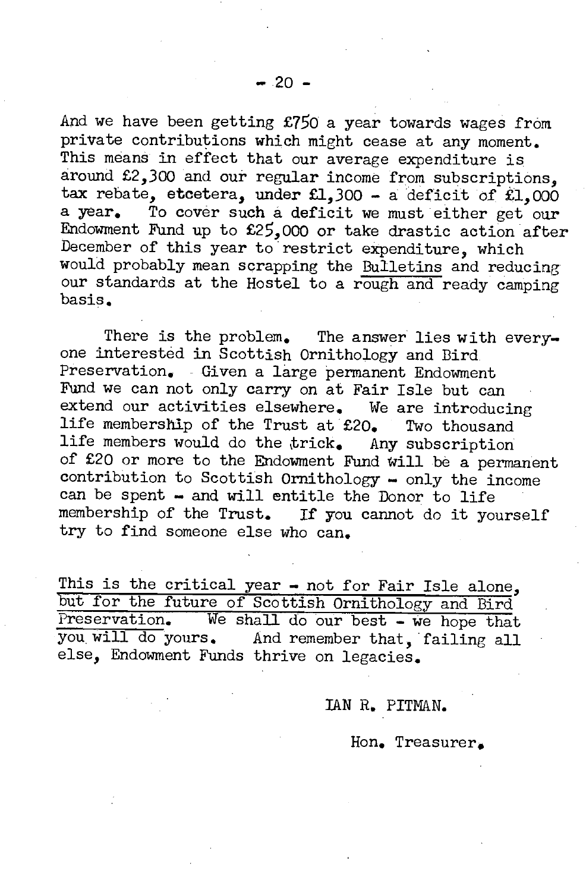And we have been getting £750 a year towards wages from private contributions which might cease at any moment. This means in effect that our average expenditure is around £2,300 and our regular income from subscriptions, tax rebate, etcetera, under £1,300 - a deficit of £1,000 a year. To cover such a deficit we must either get our Endowment Fund up to £25,000 or take drastic action after December of this year to restrict expenditure, which would probably mean scrapping the Bulletins and reducing our standards at the Hostel to a rough and ready camping basis.

There is the problem. The answer lies with everyone interested in Scottish Ornithology and Bird Preservation. Given a large permanent Endowment Fund we can not only carry on at Fair Isle but can extend our activities elsewhere. We are introducing life membership of the Trust at £20. Two thousand life members would do the trick. Any subscription of £20 or more to the Endowment Fund will be a permanent contribution to Scottish Ornithology - only the income can be spent - and will entitle the Donor to life membership of the Trust. If you cannot do it yourself try to find someone else who can.

This is the critical year - not for Fair Isle alone, but for the future of Scottish Ornithology and Bird Preservation. We shall do our best - we hope that you will do yours. And remember that, failing all else, Endowment Funds thrive on legacies.

IAN R. PITMAN.

Hon. Treasurer.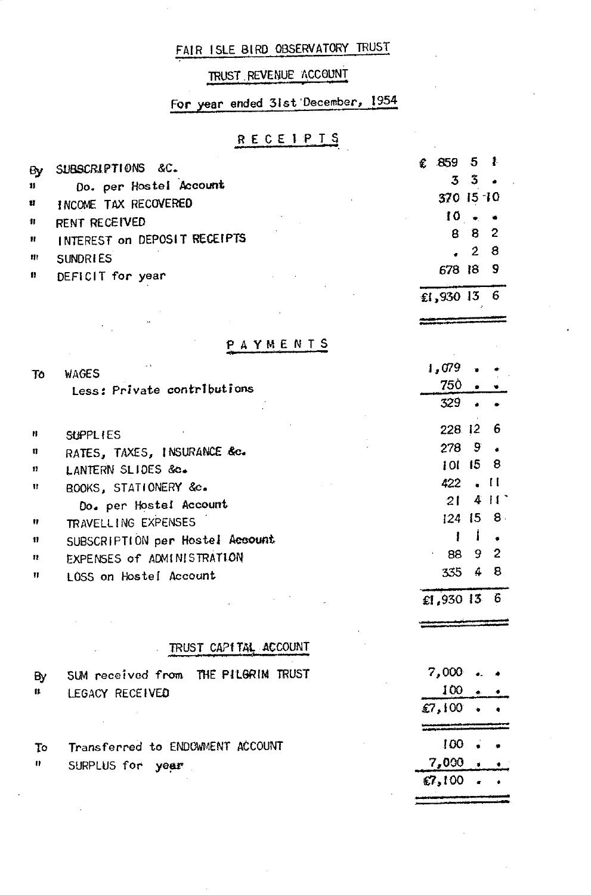FAIR ISLE BIRD OBSERVATORY TRUST

TRUST REVENUE ACCOUNT

For year ended 31st December, 1954

## RECEIPTS

| | | £ | s. | d. |
|---|---|---|---|---|
| By | SUBSCRIPTIONS &c. | £ 859 | 5 | 1 |
| " | Do. per Hostel Account | 3 | 3 | . |
| " | INCOME TAX RECOVERED | 370 | 15 | 10 |
| " | RENT RECEIVED | 10 | . | . |
| " | INTEREST on DEPOSIT RECEIPTS | 8 | 8 | 2 |
| " | SUNDRIES | . | 2 | 8 |
| " | DEFICIT for year | 678 | 18 | 9 |
| | | £1,930 | 13 | 6 |

## PAYMENTS

| | | £ | s. | d. |
|---|---|---|---|---|
| To | WAGES | 1,079 | . | . |
| | Less: Private contributions | 750 | . | . |
| | | 329 | . | . |
| " | SUPPLIES | 228 | 12 | 6 |
| " | RATES, TAXES, INSURANCE &c. | 278 | 9 | . |
| " | LANTERN SLIDES &c. | 101 | 15 | 8 |
| " | BOOKS, STATIONERY &c. | 422 | . | 11 |
| | Do. per Hostel Account | 21 | 4 | 11 |
| " | TRAVELLING EXPENSES | 124 | 15 | 8 |
| " | SUBSCRIPTION per Hostel Account | 1 | 1 | . |
| " | EXPENSES of ADMINISTRATION | 88 | 9 | 2 |
| " | LOSS on Hostel Account | 335 | 4 | 8 |
| | | £1,930 | 13 | 6 |

## TRUST CAPITAL ACCOUNT

| | | £ | s. | d. |
|---|---|---|---|---|
| By | SUM received from THE PILGRIM TRUST | 7,000 | . | . |
| " | LEGACY RECEIVED | 100 | . | . |
| | | £7,100 | . | . |
| To | Transferred to ENDOWMENT ACCOUNT | 100 | . | . |
| " | SURPLUS for year | 7,000 | . | . |
| | | £7,100 | . | . |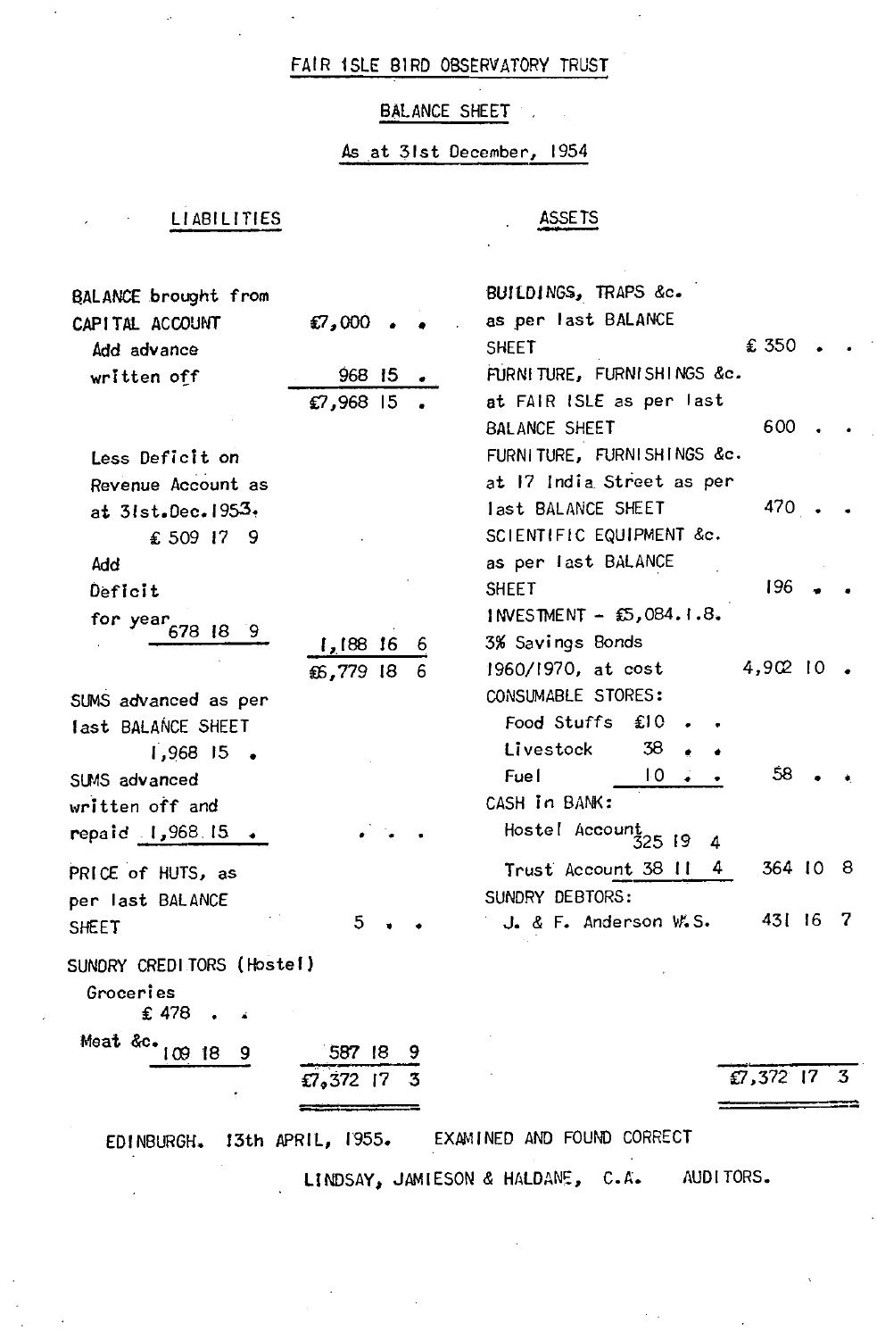FAIR ISLE BIRD OBSERVATORY TRUST

BALANCE SHEET

As at 31st December, 1954

| LIABILITIES | | | ASSETS | | |
|---|---|---|---|---|---|
| BALANCE brought from CAPITAL ACCOUNT | | £7,000 . . | BUILDINGS, TRAPS &c. as per last BALANCE SHEET | | £ 350 . . |
| Add advance written off | | 968 15 . | FURNITURE, FURNISHINGS &c. at FAIR ISLE as per last BALANCE SHEET | | 600 . . |
| | | £7,968 15 . | FURNITURE, FURNISHINGS &c. at 17 India Street as per last BALANCE SHEET | | 470 . . |
| Less Deficit on Revenue Account as at 31st.Dec.1953. | £ 509 17 9 | | SCIENTIFIC EQUIPMENT &c. as per last BALANCE SHEET | | 196 . . |
| Add Deficit for year | 678 18 9 | 1,188 16 6 | INVESTMENT - £5,084.1.8. 3% Savings Bonds 1960/1970, at cost | | 4,902 10 . |
| | | £6,779 18 6 | CONSUMABLE STORES: | | |
| SUMS advanced as per last BALANCE SHEET | 1,968 15 . | | Food Stuffs | £10 . . | |
| SUMS advanced written off and repaid | 1,968 15 . | . . . | Livestock | 38 . . | |
| | | | Fuel | 10 . . | 58 . . |
| PRICE of HUTS, as per last BALANCE SHEET | | 5 . . | CASH in BANK: | | |
| SUNDRY CREDITORS (Hostel) | | | Hostel Account | 325 19 4 | |
| Groceries | £ 478 . . | | Trust Account | 38 11 4 | 364 10 8 |
| Meat &c. | 109 18 9 | 587 18 9 | SUNDRY DEBTORS: J. & F. Anderson W.S. | | 431 16 7 |
| | | £7,372 17 3 | | | £7,372 17 3 |

EDINBURGH. 13th APRIL, 1955. EXAMINED AND FOUND CORRECT

LINDSAY, JAMIESON & HALDANE, C.A. AUDITORS.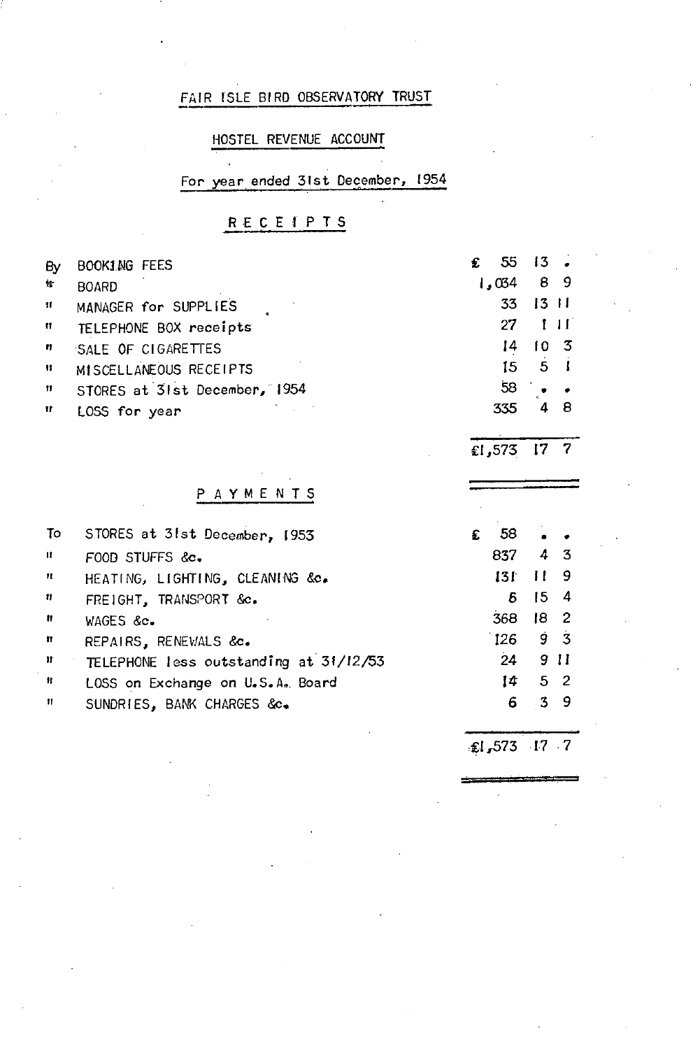# FAIR ISLE BIRD OBSERVATORY TRUST

## HOSTEL REVENUE ACCOUNT

### For year ended 31st December, 1954

### R E C E I P T S

| | | £ | s. | d. |
|---|---|---|---|---|
| By | BOOKING FEES | 55 | 13 | . |
| " | BOARD | 1,034 | 8 | 9 |
| " | MANAGER for SUPPLIES | 33 | 13 | 11 |
| " | TELEPHONE BOX receipts | 27 | 1 | 11 |
| " | SALE OF CIGARETTES | 14 | 10 | 3 |
| " | MISCELLANEOUS RECEIPTS | 15 | 5 | 1 |
| " | STORES at 31st December, 1954 | 58 | . | . |
| " | LOSS for year | 335 | 4 | 8 |
| | | £1,573 | 17 | 7 |

### P A Y M E N T S

| | | £ | s. | d. |
|---|---|---|---|---|
| To | STORES at 31st December, 1953 | 58 | . | . |
| " | FOOD STUFFS &c. | 837 | 4 | 3 |
| " | HEATING, LIGHTING, CLEANING &c. | 131 | 11 | 9 |
| " | FREIGHT, TRANSPORT &c. | 5 | 15 | 4 |
| " | WAGES &c. | 368 | 18 | 2 |
| " | REPAIRS, RENEWALS &c. | 126 | 9 | 3 |
| " | TELEPHONE less outstanding at 31/12/53 | 24 | 9 | 11 |
| " | LOSS on Exchange on U.S.A. Board | 14 | 5 | 2 |
| " | SUNDRIES, BANK CHARGES &c. | 6 | 3 | 9 |
| | | £1,573 | 17 | 7 |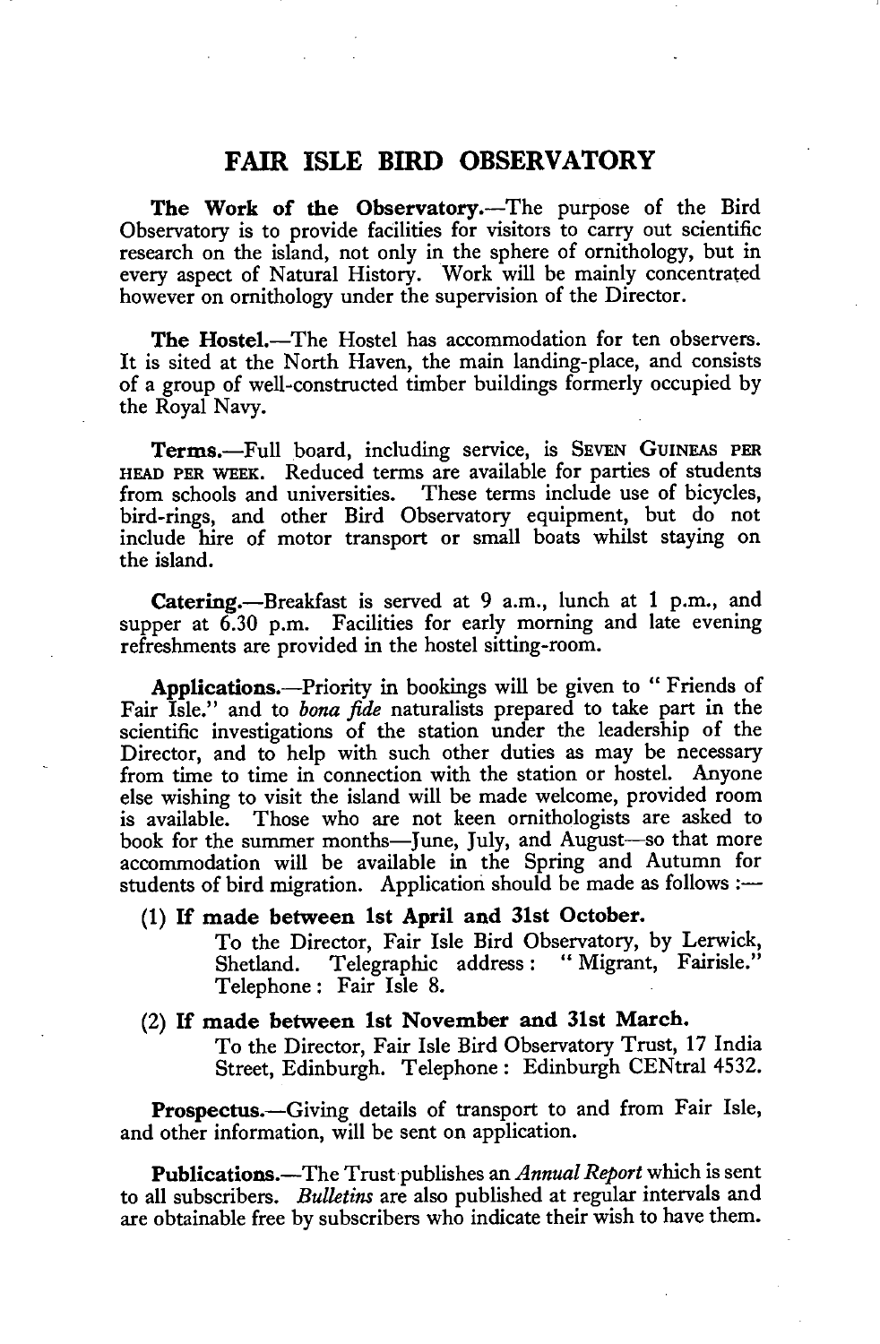# FAIR ISLE BIRD OBSERVATORY

**The Work of the Observatory.**—The purpose of the Bird Observatory is to provide facilities for visitors to carry out scientific research on the island, not only in the sphere of ornithology, but in every aspect of Natural History. Work will be mainly concentrated however on ornithology under the supervision of the Director.

**The Hostel.**—The Hostel has accommodation for ten observers. It is sited at the North Haven, the main landing-place, and consists of a group of well-constructed timber buildings formerly occupied by the Royal Navy.

**Terms.**—Full board, including service, is SEVEN GUINEAS PER HEAD PER WEEK. Reduced terms are available for parties of students from schools and universities. These terms include use of bicycles, bird-rings, and other Bird Observatory equipment, but do not include hire of motor transport or small boats whilst staying on the island.

**Catering.**—Breakfast is served at 9 a.m., lunch at 1 p.m., and supper at 6.30 p.m. Facilities for early morning and late evening refreshments are provided in the hostel sitting-room.

**Applications.**—Priority in bookings will be given to "Friends of Fair Isle." and to *bona fide* naturalists prepared to take part in the scientific investigations of the station under the leadership of the Director, and to help with such other duties as may be necessary from time to time in connection with the station or hostel. Anyone else wishing to visit the island will be made welcome, provided room is available. Those who are not keen ornithologists are asked to book for the summer months—June, July, and August—so that more accommodation will be available in the Spring and Autumn for students of bird migration. Application should be made as follows :—

(1) **If made between 1st April and 31st October.**
To the Director, Fair Isle Bird Observatory, by Lerwick, Shetland. Telegraphic address: "Migrant, Fairisle." Telephone: Fair Isle 8.

(2) **If made between 1st November and 31st March.**
To the Director, Fair Isle Bird Observatory Trust, 17 India Street, Edinburgh. Telephone: Edinburgh CENtral 4532.

**Prospectus.**—Giving details of transport to and from Fair Isle, and other information, will be sent on application.

**Publications.**—The Trust publishes an *Annual Report* which is sent to all subscribers. *Bulletins* are also published at regular intervals and are obtainable free by subscribers who indicate their wish to have them.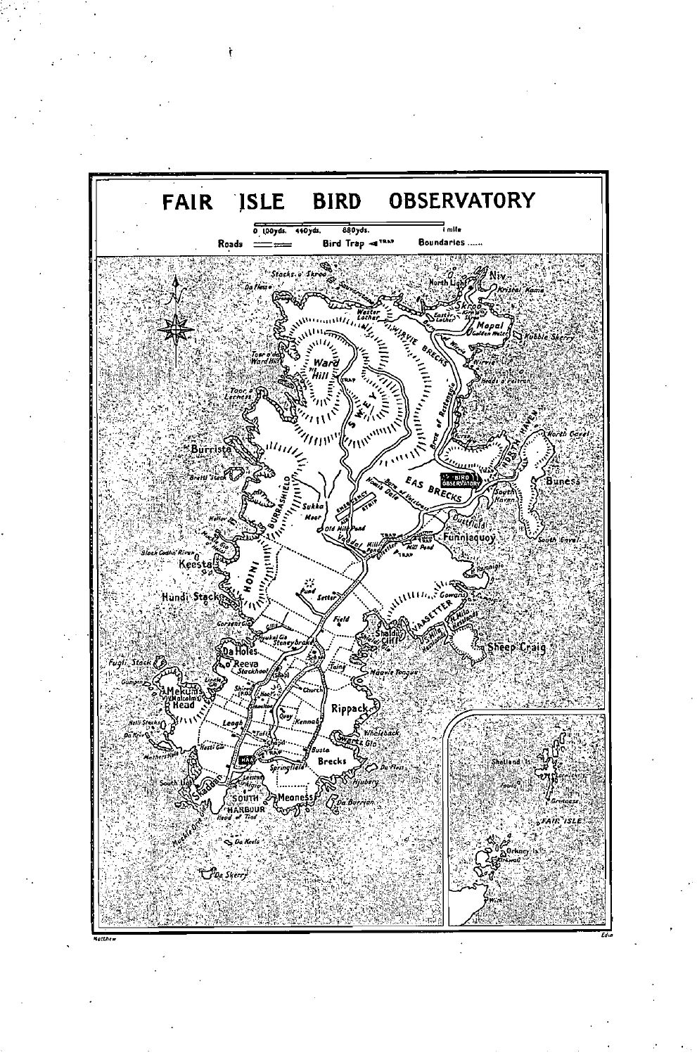# FAIR ISLE BIRD OBSERVATORY

0 100yds. 440yds. 880yds. 1 mile

Roads    Bird Trap    Boundaries